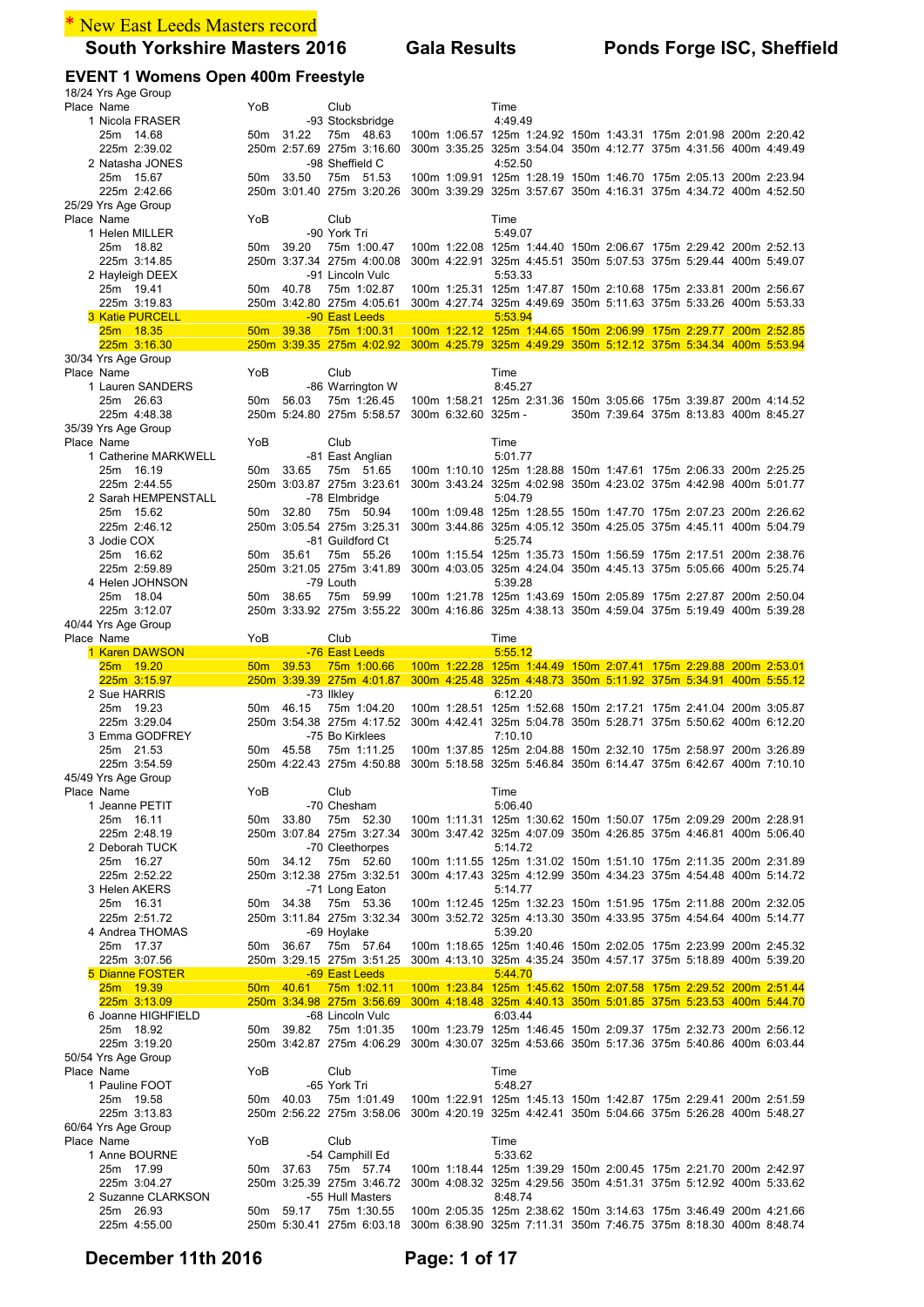\* New East Leeds Masters record

# South Yorkshire Masters 2016 — Gala Results — Ponds Forge ISC, Sheffield

## EVENT 1 Womens Open 400m Freestyle

### 18/24 Yrs Age Group

| Place | Name | YoB | Club | Time |
|---|---|---|---|---|
| 1 | Nicola FRASER | -93 | Stocksbridge | 4:49.49 |
| | 25m 14.68, 50m 31.22, 75m 48.63, 100m 1:06.57, 125m 1:24.92, 150m 1:43.31, 175m 2:01.98, 200m 2:20.42, 225m 2:39.02, 250m 2:57.69, 275m 3:16.60, 300m 3:35.25, 325m 3:54.04, 350m 4:12.77, 375m 4:31.56, 400m 4:49.49 | | | |
| 2 | Natasha JONES | -98 | Sheffield C | 4:52.50 |
| | 25m 15.67, 50m 33.50, 75m 51.53, 100m 1:09.91, 125m 1:28.19, 150m 1:46.70, 175m 2:05.13, 200m 2:23.94, 225m 2:42.66, 250m 3:01.40, 275m 3:20.26, 300m 3:39.29, 325m 3:57.67, 350m 4:16.31, 375m 4:34.72, 400m 4:52.50 | | | |

### 25/29 Yrs Age Group

| Place | Name | YoB | Club | Time |
|---|---|---|---|---|
| 1 | Helen MILLER | -90 | York Tri | 5:49.07 |
| | 25m 18.82, 50m 39.20, 75m 1:00.47, 100m 1:22.08, 125m 1:44.40, 150m 2:06.67, 175m 2:29.42, 200m 2:52.13, 225m 3:14.85, 250m 3:37.34, 275m 4:00.08, 300m 4:22.91, 325m 4:45.51, 350m 5:07.53, 375m 5:29.44, 400m 5:49.07 | | | |
| 2 | Hayleigh DEEX | -91 | Lincoln Vulc | 5:53.33 |
| | 25m 19.41, 50m 40.78, 75m 1:02.87, 100m 1:25.31, 125m 1:47.87, 150m 2:10.68, 175m 2:33.81, 200m 2:56.67, 225m 3:19.83, 250m 3:42.80, 275m 4:05.61, 300m 4:27.74, 325m 4:49.69, 350m 5:11.63, 375m 5:33.26, 400m 5:53.33 | | | |
| 3 | Katie PURCELL | -90 | East Leeds | 5:53.94 |
| | 25m 18.35, 50m 39.38, 75m 1:00.31, 100m 1:22.12, 125m 1:44.65, 150m 2:06.99, 175m 2:29.77, 200m 2:52.85, 225m 3:16.30, 250m 3:39.35, 275m 4:02.92, 300m 4:25.79, 325m 4:49.29, 350m 5:12.12, 375m 5:34.34, 400m 5:53.94 | | | |

### 30/34 Yrs Age Group

| Place | Name | YoB | Club | Time |
|---|---|---|---|---|
| 1 | Lauren SANDERS | -86 | Warrington W | 8:45.27 |
| | 25m 26.63, 50m 56.03, 75m 1:26.45, 100m 1:58.21, 125m 2:31.36, 150m 3:05.66, 175m 3:39.87, 200m 4:14.52, 225m 4:48.38, 250m 5:24.80, 275m 5:58.57, 300m 6:32.60, 325m -, 350m 7:39.64, 375m 8:13.83, 400m 8:45.27 | | | |

### 35/39 Yrs Age Group

| Place | Name | YoB | Club | Time |
|---|---|---|---|---|
| 1 | Catherine MARKWELL | -81 | East Anglian | 5:01.77 |
| | 25m 16.19, 50m 33.65, 75m 51.65, 100m 1:10.10, 125m 1:28.88, 150m 1:47.61, 175m 2:06.33, 200m 2:25.25, 225m 2:44.55, 250m 3:03.87, 275m 3:23.61, 300m 3:43.24, 325m 4:02.98, 350m 4:23.02, 375m 4:42.98, 400m 5:01.77 | | | |
| 2 | Sarah HEMPENSTALL | -78 | Elmbridge | 5:04.79 |
| | 25m 15.62, 50m 32.80, 75m 50.94, 100m 1:09.48, 125m 1:28.55, 150m 1:47.70, 175m 2:07.23, 200m 2:26.62, 225m 2:46.12, 250m 3:05.54, 275m 3:25.31, 300m 3:44.86, 325m 4:05.12, 350m 4:25.05, 375m 4:45.11, 400m 5:04.79 | | | |
| 3 | Jodie COX | -81 | Guildford Ct | 5:25.74 |
| | 25m 16.62, 50m 35.61, 75m 55.26, 100m 1:15.54, 125m 1:35.73, 150m 1:56.59, 175m 2:17.51, 200m 2:38.76, 225m 2:59.89, 250m 3:21.05, 275m 3:41.89, 300m 4:03.05, 325m 4:24.04, 350m 4:45.13, 375m 5:05.66, 400m 5:25.74 | | | |
| 4 | Helen JOHNSON | -79 | Louth | 5:39.28 |
| | 25m 18.04, 50m 38.65, 75m 59.99, 100m 1:21.78, 125m 1:43.69, 150m 2:05.89, 175m 2:27.87, 200m 2:50.04, 225m 3:12.07, 250m 3:33.92, 275m 3:55.22, 300m 4:16.86, 325m 4:38.13, 350m 4:59.04, 375m 5:19.49, 400m 5:39.28 | | | |

### 40/44 Yrs Age Group

| Place | Name | YoB | Club | Time |
|---|---|---|---|---|
| 1 | Karen DAWSON | -76 | East Leeds | 5:55.12 |
| | 25m 19.20, 50m 39.53, 75m 1:00.66, 100m 1:22.28, 125m 1:44.49, 150m 2:07.41, 175m 2:29.88, 200m 2:53.01, 225m 3:15.97, 250m 3:39.39, 275m 4:01.87, 300m 4:25.48, 325m 4:48.73, 350m 5:11.92, 375m 5:34.91, 400m 5:55.12 | | | |
| 2 | Sue HARRIS | -73 | Ilkley | 6:12.20 |
| | 25m 19.23, 50m 46.15, 75m 1:04.20, 100m 1:28.51, 125m 1:52.68, 150m 2:17.21, 175m 2:41.04, 200m 3:05.87, 225m 3:29.04, 250m 3:54.38, 275m 4:17.52, 300m 4:42.41, 325m 5:04.78, 350m 5:28.71, 375m 5:50.62, 400m 6:12.20 | | | |
| 3 | Emma GODFREY | -75 | Bo Kirklees | 7:10.10 |
| | 25m 21.53, 50m 45.58, 75m 1:11.25, 100m 1:37.85, 125m 2:04.88, 150m 2:32.10, 175m 2:58.97, 200m 3:26.89, 225m 3:54.59, 250m 4:22.43, 275m 4:50.88, 300m 5:18.58, 325m 5:46.84, 350m 6:14.47, 375m 6:42.67, 400m 7:10.10 | | | |

### 45/49 Yrs Age Group

| Place | Name | YoB | Club | Time |
|---|---|---|---|---|
| 1 | Jeanne PETIT | -70 | Chesham | 5:06.40 |
| | 25m 16.11, 50m 33.80, 75m 52.30, 100m 1:11.31, 125m 1:30.62, 150m 1:50.07, 175m 2:09.29, 200m 2:28.91, 225m 2:48.19, 250m 3:07.84, 275m 3:27.34, 300m 3:47.42, 325m 4:07.09, 350m 4:26.85, 375m 4:46.81, 400m 5:06.40 | | | |
| 2 | Deborah TUCK | -70 | Cleethorpes | 5:14.72 |
| | 25m 16.27, 50m 34.12, 75m 52.60, 100m 1:11.55, 125m 1:31.02, 150m 1:51.10, 175m 2:11.35, 200m 2:31.89, 225m 2:52.22, 250m 3:12.38, 275m 3:32.51, 300m 4:17.43, 325m 4:12.99, 350m 4:34.23, 375m 4:54.48, 400m 5:14.72 | | | |
| 3 | Helen AKERS | -71 | Long Eaton | 5:14.77 |
| | 25m 16.31, 50m 34.38, 75m 53.36, 100m 1:12.45, 125m 1:32.23, 150m 1:51.95, 175m 2:11.88, 200m 2:32.05, 225m 2:51.72, 250m 3:11.84, 275m 3:32.34, 300m 3:52.72, 325m 4:13.30, 350m 4:33.95, 375m 4:54.64, 400m 5:14.77 | | | |
| 4 | Andrea THOMAS | -69 | Hoylake | 5:39.20 |
| | 25m 17.37, 50m 36.67, 75m 57.64, 100m 1:18.65, 125m 1:40.46, 150m 2:02.05, 175m 2:23.99, 200m 2:45.32, 225m 3:07.56, 250m 3:29.15, 275m 3:51.25, 300m 4:13.10, 325m 4:35.24, 350m 4:57.17, 375m 5:18.89, 400m 5:39.20 | | | |
| 5 | Dianne FOSTER | -69 | East Leeds | 5:44.70 |
| | 25m 19.39, 50m 40.61, 75m 1:02.11, 100m 1:23.84, 125m 1:45.62, 150m 2:07.58, 175m 2:29.52, 200m 2:51.44, 225m 3:13.09, 250m 3:34.98, 275m 3:56.69, 300m 4:18.48, 325m 4:40.13, 350m 5:01.85, 375m 5:23.53, 400m 5:44.70 | | | |
| 6 | Joanne HIGHFIELD | -68 | Lincoln Vulc | 6:03.44 |
| | 25m 18.92, 50m 39.82, 75m 1:01.35, 100m 1:23.79, 125m 1:46.45, 150m 2:09.37, 175m 2:32.73, 200m 2:56.12, 225m 3:19.20, 250m 3:42.87, 275m 4:06.29, 300m 4:30.07, 325m 4:53.66, 350m 5:17.36, 375m 5:40.86, 400m 6:03.44 | | | |

### 50/54 Yrs Age Group

| Place | Name | YoB | Club | Time |
|---|---|---|---|---|
| 1 | Pauline FOOT | -65 | York Tri | 5:48.27 |
| | 25m 19.58, 50m 40.03, 75m 1:01.49, 100m 1:22.91, 125m 1:45.13, 150m 1:42.87, 175m 2:29.41, 200m 2:51.59, 225m 3:13.83, 250m 2:56.22, 275m 3:58.06, 300m 4:20.19, 325m 4:42.41, 350m 5:04.66, 375m 5:26.28, 400m 5:48.27 | | | |

### 60/64 Yrs Age Group

| Place | Name | YoB | Club | Time |
|---|---|---|---|---|
| 1 | Anne BOURNE | -54 | Camphill Ed | 5:33.62 |
| | 25m 17.99, 50m 37.63, 75m 57.74, 100m 1:18.44, 125m 1:39.29, 150m 2:00.45, 175m 2:21.70, 200m 2:42.97, 225m 3:04.27, 250m 3:25.39, 275m 3:46.72, 300m 4:08.32, 325m 4:29.56, 350m 4:51.31, 375m 5:12.92, 400m 5:33.62 | | | |
| 2 | Suzanne CLARKSON | -55 | Hull Masters | 8:48.74 |
| | 25m 26.93, 50m 59.17, 75m 1:30.55, 100m 2:05.35, 125m 2:38.62, 150m 3:14.63, 175m 3:46.49, 200m 4:21.66, 225m 4:55.00, 250m 5:30.41, 275m 6:03.18, 300m 6:38.90, 325m 7:11.31, 350m 7:46.75, 375m 8:18.30, 400m 8:48.74 | | | |

December 11th 2016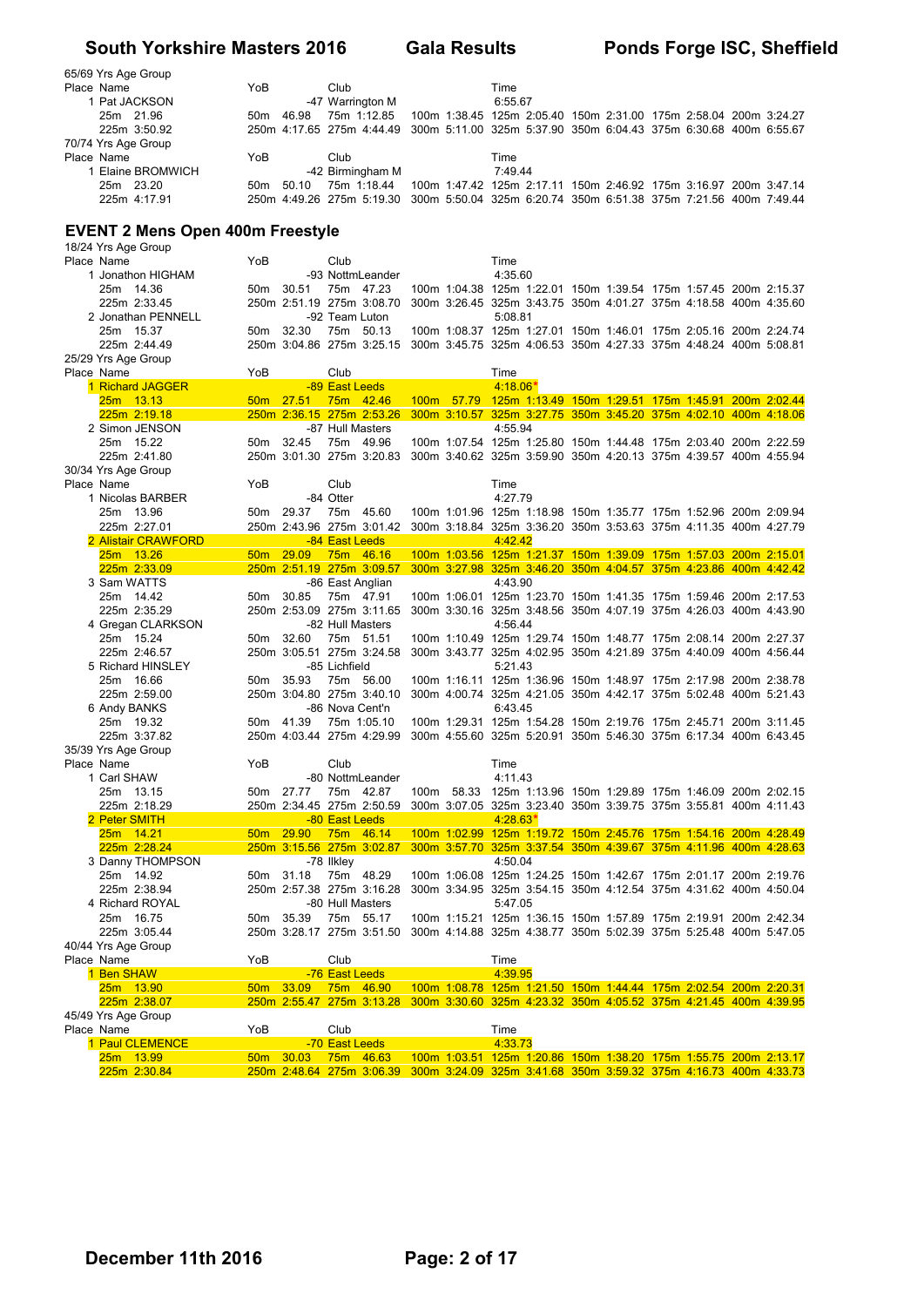65/69 Yrs Age Group

| Place | Name | YoB | Club | Time |
|---|---|---|---|---|
| 1 | Pat JACKSON | -47 | Warrington M | 6:55.67 |

25m 21.96 50m 46.98 75m 1:12.85 100m 1:38.45 125m 2:05.40 150m 2:31.00 175m 2:58.04 200m 3:24.27
225m 3:50.92 250m 4:17.65 275m 4:44.49 300m 5:11.00 325m 5:37.90 350m 6:04.43 375m 6:30.68 400m 6:55.67

70/74 Yrs Age Group

| Place | Name | YoB | Club | Time |
|---|---|---|---|---|
| 1 | Elaine BROMWICH | -42 | Birmingham M | 7:49.44 |

25m 23.20 50m 50.10 75m 1:18.44 100m 1:47.42 125m 2:17.11 150m 2:46.92 175m 3:16.97 200m 3:47.14
225m 4:17.91 250m 4:49.26 275m 5:19.30 300m 5:50.04 325m 6:20.74 350m 6:51.38 375m 7:21.56 400m 7:49.44

## EVENT 2 Mens Open 400m Freestyle

18/24 Yrs Age Group

| Place | Name | YoB | Club | Time |
|---|---|---|---|---|
| 1 | Jonathon HIGHAM | -93 | NottmLeander | 4:35.60 |
| 2 | Jonathan PENNELL | -92 | Team Luton | 5:08.81 |

Jonathon HIGHAM splits:
25m 14.36 50m 30.51 75m 47.23 100m 1:04.38 125m 1:22.01 150m 1:39.54 175m 1:57.45 200m 2:15.37
225m 2:33.45 250m 2:51.19 275m 3:08.70 300m 3:26.45 325m 3:43.75 350m 4:01.27 375m 4:18.58 400m 4:35.60

Jonathan PENNELL splits:
25m 15.37 50m 32.30 75m 50.13 100m 1:08.37 125m 1:27.01 150m 1:46.01 175m 2:05.16 200m 2:24.74
225m 2:44.49 250m 3:04.86 275m 3:25.15 300m 3:45.75 325m 4:06.53 350m 4:27.33 375m 4:48.24 400m 5:08.81

25/29 Yrs Age Group

| Place | Name | YoB | Club | Time |
|---|---|---|---|---|
| 1 | Richard JAGGER | -89 | East Leeds | 4:18.06* |
| 2 | Simon JENSON | -87 | Hull Masters | 4:55.94 |

Richard JAGGER splits:
25m 13.13 50m 27.51 75m 42.46 100m 57.79 125m 1:13.49 150m 1:29.51 175m 1:45.91 200m 2:02.44
225m 2:19.18 250m 2:36.15 275m 2:53.26 300m 3:10.57 325m 3:27.75 350m 3:45.20 375m 4:02.10 400m 4:18.06

Simon JENSON splits:
25m 15.22 50m 32.45 75m 49.96 100m 1:07.54 125m 1:25.80 150m 1:44.48 175m 2:03.40 200m 2:22.59
225m 2:41.80 250m 3:01.30 275m 3:20.83 300m 3:40.62 325m 3:59.90 350m 4:20.13 375m 4:39.57 400m 4:55.94

30/34 Yrs Age Group

| Place | Name | YoB | Club | Time |
|---|---|---|---|---|
| 1 | Nicolas BARBER | -84 | Otter | 4:27.79 |
| 2 | Alistair CRAWFORD | -84 | East Leeds | 4:42.42 |
| 3 | Sam WATTS | -86 | East Anglian | 4:43.90 |
| 4 | Gregan CLARKSON | -82 | Hull Masters | 4:56.44 |
| 5 | Richard HINSLEY | -85 | Lichfield | 5:21.43 |
| 6 | Andy BANKS | -86 | Nova Cent'n | 6:43.45 |

Nicolas BARBER splits:
25m 13.96 50m 29.37 75m 45.60 100m 1:01.96 125m 1:18.98 150m 1:35.77 175m 1:52.96 200m 2:09.94
225m 2:27.01 250m 2:43.96 275m 3:01.42 300m 3:18.84 325m 3:36.20 350m 3:53.63 375m 4:11.35 400m 4:27.79

Alistair CRAWFORD splits:
25m 13.26 50m 29.09 75m 46.16 100m 1:03.56 125m 1:21.37 150m 1:39.09 175m 1:57.03 200m 2:15.01
225m 2:33.09 250m 2:51.19 275m 3:09.57 300m 3:27.98 325m 3:46.20 350m 4:04.57 375m 4:23.86 400m 4:42.42

Sam WATTS splits:
25m 14.42 50m 30.85 75m 47.91 100m 1:06.01 125m 1:23.70 150m 1:41.35 175m 1:59.46 200m 2:17.53
225m 2:35.29 250m 2:53.09 275m 3:11.65 300m 3:30.16 325m 3:48.56 350m 4:07.19 375m 4:26.03 400m 4:43.90

Gregan CLARKSON splits:
25m 15.24 50m 32.60 75m 51.51 100m 1:10.49 125m 1:29.74 150m 1:48.77 175m 2:08.14 200m 2:27.37
225m 2:46.57 250m 3:05.51 275m 3:24.58 300m 3:43.77 325m 4:02.95 350m 4:21.89 375m 4:40.09 400m 4:56.44

Richard HINSLEY splits:
25m 16.66 50m 35.93 75m 56.00 100m 1:16.11 125m 1:36.96 150m 1:48.97 175m 2:17.98 200m 2:38.78
225m 2:59.00 250m 3:04.80 275m 3:40.10 300m 4:00.74 325m 4:21.05 350m 4:42.17 375m 5:02.48 400m 5:21.43

Andy BANKS splits:
25m 19.32 50m 41.39 75m 1:05.10 100m 1:29.31 125m 1:54.28 150m 2:19.76 175m 2:45.71 200m 3:11.45
225m 3:37.82 250m 4:03.44 275m 4:29.99 300m 4:55.60 325m 5:20.91 350m 5:46.30 375m 6:17.34 400m 6:43.45

35/39 Yrs Age Group

| Place | Name | YoB | Club | Time |
|---|---|---|---|---|
| 1 | Carl SHAW | -80 | NottmLeander | 4:11.43 |
| 2 | Peter SMITH | -80 | East Leeds | 4:28.63* |
| 3 | Danny THOMPSON | -78 | Ilkley | 4:50.04 |
| 4 | Richard ROYAL | -80 | Hull Masters | 5:47.05 |

Carl SHAW splits:
25m 13.15 50m 27.77 75m 42.87 100m 58.33 125m 1:13.96 150m 1:29.89 175m 1:46.09 200m 2:02.15
225m 2:18.29 250m 2:34.45 275m 2:50.59 300m 3:07.05 325m 3:23.40 350m 3:39.75 375m 3:55.81 400m 4:11.43

Peter SMITH splits:
25m 14.21 50m 29.90 75m 46.14 100m 1:02.99 125m 1:19.72 150m 2:45.76 175m 1:54.16 200m 4:28.49
225m 2:28.24 250m 3:15.56 275m 3:02.87 300m 3:57.70 325m 3:37.54 350m 4:39.67 375m 4:11.96 400m 4:28.63

Danny THOMPSON splits:
25m 14.92 50m 31.18 75m 48.29 100m 1:06.08 125m 1:24.25 150m 1:42.67 175m 2:01.17 200m 2:19.76
225m 2:38.94 250m 2:57.38 275m 3:16.28 300m 3:34.95 325m 3:54.15 350m 4:12.54 375m 4:31.62 400m 4:50.04

Richard ROYAL splits:
25m 16.75 50m 35.39 75m 55.17 100m 1:15.21 125m 1:36.15 150m 1:57.89 175m 2:19.91 200m 2:42.34
225m 3:05.44 250m 3:28.17 275m 3:51.50 300m 4:14.88 325m 4:38.77 350m 5:02.39 375m 5:25.48 400m 5:47.05

40/44 Yrs Age Group

| Place | Name | YoB | Club | Time |
|---|---|---|---|---|
| 1 | Ben SHAW | -76 | East Leeds | 4:39.95 |

25m 13.90 50m 33.09 75m 46.90 100m 1:08.78 125m 1:21.50 150m 1:44.44 175m 2:02.54 200m 2:20.31
225m 2:38.07 250m 2:55.47 275m 3:13.28 300m 3:30.60 325m 4:23.32 350m 4:05.52 375m 4:21.45 400m 4:39.95

45/49 Yrs Age Group

| Place | Name | YoB | Club | Time |
|---|---|---|---|---|
| 1 | Paul CLEMENCE | -70 | East Leeds | 4:33.73 |

25m 13.99 50m 30.03 75m 46.63 100m 1:03.51 125m 1:20.86 150m 1:38.20 175m 1:55.75 200m 2:13.17
225m 2:30.84 250m 2:48.64 275m 3:06.39 300m 3:24.09 325m 3:41.68 350m 3:59.32 375m 4:16.73 400m 4:33.73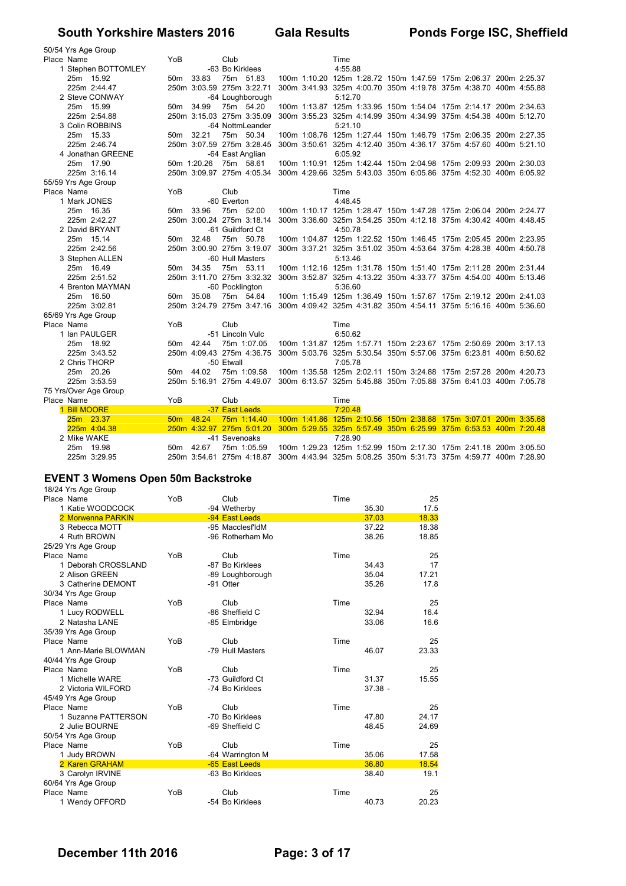50/54 Yrs Age Group

| Place | Name | YoB | Club | Time |
|---|---|---|---|---|
| 1 | Stephen BOTTOMLEY | -63 | Bo Kirklees | 4:55.88 |
| | 25m 15.92 | 50m 33.83 | 75m 51.83 | 100m 1:10.20 125m 1:28.72 150m 1:47.59 175m 2:06.37 200m 2:25.37 |
| | 225m 2:44.47 | 250m 3:03.59 | 275m 3:22.71 | 300m 3:41.93 325m 4:00.70 350m 4:19.78 375m 4:38.70 400m 4:55.88 |
| 2 | Steve CONWAY | -64 | Loughborough | 5:12.70 |
| | 25m 15.99 | 50m 34.99 | 75m 54.20 | 100m 1:13.87 125m 1:33.95 150m 1:54.04 175m 2:14.17 200m 2:34.63 |
| | 225m 2:54.88 | 250m 3:15.03 | 275m 3:35.09 | 300m 3:55.23 325m 4:14.99 350m 4:34.99 375m 4:54.38 400m 5:12.70 |
| 3 | Colin ROBBINS | -64 | NottmLeander | 5:21.10 |
| | 25m 15.33 | 50m 32.21 | 75m 50.34 | 100m 1:08.76 125m 1:27.44 150m 1:46.79 175m 2:06.35 200m 2:27.35 |
| | 225m 2:46.74 | 250m 3:07.59 | 275m 3:28.45 | 300m 3:50.61 325m 4:12.40 350m 4:36.17 375m 4:57.60 400m 5:21.10 |
| 4 | Jonathan GREENE | -64 | East Anglian | 6:05.92 |
| | 25m 17.90 | 50m 1:20.26 | 75m 58.61 | 100m 1:10.91 125m 1:42.44 150m 2:04.98 175m 2:09.93 200m 2:30.03 |
| | 225m 3:16.14 | 250m 3:09.97 | 275m 4:05.34 | 300m 4:29.66 325m 5:43.03 350m 6:05.86 375m 4:52.30 400m 6:05.92 |

55/59 Yrs Age Group

| Place | Name | YoB | Club | Time |
|---|---|---|---|---|
| 1 | Mark JONES | -60 | Everton | 4:48.45 |
| | 25m 16.35 | 50m 33.96 | 75m 52.00 | 100m 1:10.17 125m 1:28.47 150m 1:47.28 175m 2:06.04 200m 2:24.77 |
| | 225m 2:42.27 | 250m 3:00.24 | 275m 3:18.14 | 300m 3:36.60 325m 3:54.25 350m 4:12.18 375m 4:30.42 400m 4:48.45 |
| 2 | David BRYANT | -61 | Guildford Ct | 4:50.78 |
| | 25m 15.14 | 50m 32.48 | 75m 50.78 | 100m 1:04.87 125m 1:22.52 150m 1:46.45 175m 2:05.45 200m 2:23.95 |
| | 225m 2:42.56 | 250m 3:00.90 | 275m 3:19.07 | 300m 3:37.21 325m 3:51.02 350m 4:53.64 375m 4:28.38 400m 4:50.78 |
| 3 | Stephen ALLEN | -60 | Hull Masters | 5:13.46 |
| | 25m 16.49 | 50m 34.35 | 75m 53.11 | 100m 1:12.16 125m 1:31.78 150m 1:51.40 175m 2:11.28 200m 2:31.44 |
| | 225m 2:51.52 | 250m 3:11.70 | 275m 3:32.32 | 300m 3:52.87 325m 4:13.22 350m 4:33.77 375m 4:54.00 400m 5:13.46 |
| 4 | Brenton MAYMAN | -60 | Pocklington | 5:36.60 |
| | 25m 16.50 | 50m 35.08 | 75m 54.64 | 100m 1:15.49 125m 1:36.49 150m 1:57.67 175m 2:19.12 200m 2:41.03 |
| | 225m 3:02.81 | 250m 3:24.79 | 275m 3:47.16 | 300m 4:09.42 325m 4:31.82 350m 4:54.11 375m 5:16.16 400m 5:36.60 |

65/69 Yrs Age Group

| Place | Name | YoB | Club | Time |
|---|---|---|---|---|
| 1 | Ian PAULGER | -51 | Lincoln Vulc | 6:50.62 |
| | 25m 18.92 | 50m 42.44 | 75m 1:07.05 | 100m 1:31.87 125m 1:57.71 150m 2:23.67 175m 2:50.69 200m 3:17.13 |
| | 225m 3:43.52 | 250m 4:09.43 | 275m 4:36.75 | 300m 5:03.76 325m 5:30.54 350m 5:57.06 375m 6:23.81 400m 6:50.62 |
| 2 | Chris THORP | -50 | Etwall | 7:05.78 |
| | 25m 20.26 | 50m 44.02 | 75m 1:09.58 | 100m 1:35.58 125m 2:02.11 150m 3:24.88 175m 2:57.28 200m 4:20.73 |
| | 225m 3:53.59 | 250m 5:16.91 | 275m 4:49.07 | 300m 6:13.57 325m 5:45.88 350m 7:05.88 375m 6:41.03 400m 7:05.78 |

75 Yrs/Over Age Group

| Place | Name | YoB | Club | Time |
|---|---|---|---|---|
| 1 | Bill MOORE | -37 | East Leeds | 7:20.48 |
| | 25m 23.37 | 50m 48.24 | 75m 1:14.40 | 100m 1:41.86 125m 2:10.56 150m 2:38.88 175m 3:07.01 200m 3:35.68 |
| | 225m 4:04.38 | 250m 4:32.97 | 275m 5:01.20 | 300m 5:29.55 325m 5:57.49 350m 6:25.99 375m 6:53.53 400m 7:20.48 |
| 2 | Mike WAKE | -41 | Sevenoaks | 7:28.90 |
| | 25m 19.98 | 50m 42.67 | 75m 1:05.59 | 100m 1:29.23 125m 1:52.99 150m 2:17.30 175m 2:41.18 200m 3:05.50 |
| | 225m 3:29.95 | 250m 3:54.61 | 275m 4:18.87 | 300m 4:43.94 325m 5:08.25 350m 5:31.73 375m 4:59.77 400m 7:28.90 |

## EVENT 3 Womens Open 50m Backstroke

18/24 Yrs Age Group

| Place | Name | YoB | Club | Time | 25 |
|---|---|---|---|---|---|
| 1 | Katie WOODCOCK | -94 | Wetherby | 35.30 | 17.5 |
| 2 | Morwenna PARKIN | -94 | East Leeds | 37.03 | 18.33 |
| 3 | Rebecca MOTT | -95 | Macclesf'ldM | 37.22 | 18.38 |
| 4 | Ruth BROWN | -96 | Rotherham Mo | 38.26 | 18.85 |

25/29 Yrs Age Group

| Place | Name | YoB | Club | Time | 25 |
|---|---|---|---|---|---|
| 1 | Deborah CROSSLAND | -87 | Bo Kirklees | 34.43 | 17 |
| 2 | Alison GREEN | -89 | Loughborough | 35.04 | 17.21 |
| 3 | Catherine DEMONT | -91 | Otter | 35.26 | 17.8 |

30/34 Yrs Age Group

| Place | Name | YoB | Club | Time | 25 |
|---|---|---|---|---|---|
| 1 | Lucy RODWELL | -86 | Sheffield C | 32.94 | 16.4 |
| 2 | Natasha LANE | -85 | Elmbridge | 33.06 | 16.6 |

35/39 Yrs Age Group

| Place | Name | YoB | Club | Time | 25 |
|---|---|---|---|---|---|
| 1 | Ann-Marie BLOWMAN | -79 | Hull Masters | 46.07 | 23.33 |

40/44 Yrs Age Group

| Place | Name | YoB | Club | Time | 25 |
|---|---|---|---|---|---|
| 1 | Michelle WARE | -73 | Guildford Ct | 31.37 | 15.55 |
| 2 | Victoria WILFORD | -74 | Bo Kirklees | 37.38 - | |

45/49 Yrs Age Group

| Place | Name | YoB | Club | Time | 25 |
|---|---|---|---|---|---|
| 1 | Suzanne PATTERSON | -70 | Bo Kirklees | 47.80 | 24.17 |
| 2 | Julie BOURNE | -69 | Sheffield C | 48.45 | 24.69 |

50/54 Yrs Age Group

| Place | Name | YoB | Club | Time | 25 |
|---|---|---|---|---|---|
| 1 | Judy BROWN | -64 | Warrington M | 35.06 | 17.58 |
| 2 | Karen GRAHAM | -65 | East Leeds | 36.80 | 18.54 |
| 3 | Carolyn IRVINE | -63 | Bo Kirklees | 38.40 | 19.1 |

60/64 Yrs Age Group

| Place | Name | YoB | Club | Time | 25 |
|---|---|---|---|---|---|
| 1 | Wendy OFFORD | -54 | Bo Kirklees | 40.73 | 20.23 |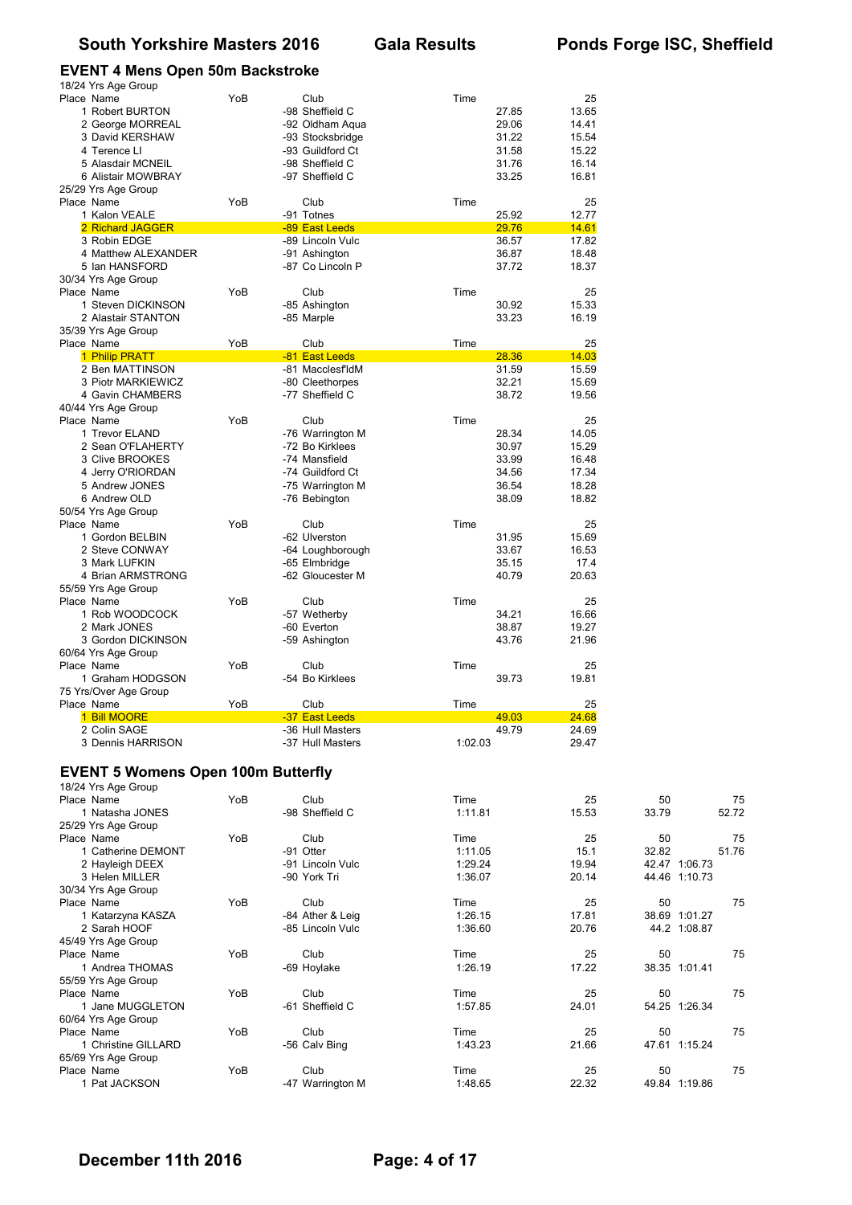# South Yorkshire Masters 2016 Gala Results Ponds Forge ISC, Sheffield

## EVENT 4 Mens Open 50m Backstroke

18/24 Yrs Age Group

| Place | Name | YoB | Club | Time | 25 |
|---|---|---|---|---|---|
| 1 | Robert BURTON | -98 | Sheffield C | 27.85 | 13.65 |
| 2 | George MORREAL | -92 | Oldham Aqua | 29.06 | 14.41 |
| 3 | David KERSHAW | -93 | Stocksbridge | 31.22 | 15.54 |
| 4 | Terence LI | -93 | Guildford Ct | 31.58 | 15.22 |
| 5 | Alasdair MCNEIL | -98 | Sheffield C | 31.76 | 16.14 |
| 6 | Alistair MOWBRAY | -97 | Sheffield C | 33.25 | 16.81 |

25/29 Yrs Age Group

| Place | Name | YoB | Club | Time | 25 |
|---|---|---|---|---|---|
| 1 | Kalon VEALE | -91 | Totnes | 25.92 | 12.77 |
| 2 | Richard JAGGER | -89 | East Leeds | 29.76 | 14.61 |
| 3 | Robin EDGE | -89 | Lincoln Vulc | 36.57 | 17.82 |
| 4 | Matthew ALEXANDER | -91 | Ashington | 36.87 | 18.48 |
| 5 | Ian HANSFORD | -87 | Co Lincoln P | 37.72 | 18.37 |

30/34 Yrs Age Group

| Place | Name | YoB | Club | Time | 25 |
|---|---|---|---|---|---|
| 1 | Steven DICKINSON | -85 | Ashington | 30.92 | 15.33 |
| 2 | Alastair STANTON | -85 | Marple | 33.23 | 16.19 |

35/39 Yrs Age Group

| Place | Name | YoB | Club | Time | 25 |
|---|---|---|---|---|---|
| 1 | Philip PRATT | -81 | East Leeds | 28.36 | 14.03 |
| 2 | Ben MATTINSON | -81 | Macclesf'ldM | 31.59 | 15.59 |
| 3 | Piotr MARKIEWICZ | -80 | Cleethorpes | 32.21 | 15.69 |
| 4 | Gavin CHAMBERS | -77 | Sheffield C | 38.72 | 19.56 |

40/44 Yrs Age Group

| Place | Name | YoB | Club | Time | 25 |
|---|---|---|---|---|---|
| 1 | Trevor ELAND | -76 | Warrington M | 28.34 | 14.05 |
| 2 | Sean O'FLAHERTY | -72 | Bo Kirklees | 30.97 | 15.29 |
| 3 | Clive BROOKES | -74 | Mansfield | 33.99 | 16.48 |
| 4 | Jerry O'RIORDAN | -74 | Guildford Ct | 34.56 | 17.34 |
| 5 | Andrew JONES | -75 | Warrington M | 36.54 | 18.28 |
| 6 | Andrew OLD | -76 | Bebington | 38.09 | 18.82 |

50/54 Yrs Age Group

| Place | Name | YoB | Club | Time | 25 |
|---|---|---|---|---|---|
| 1 | Gordon BELBIN | -62 | Ulverston | 31.95 | 15.69 |
| 2 | Steve CONWAY | -64 | Loughborough | 33.67 | 16.53 |
| 3 | Mark LUFKIN | -65 | Elmbridge | 35.15 | 17.4 |
| 4 | Brian ARMSTRONG | -62 | Gloucester M | 40.79 | 20.63 |

55/59 Yrs Age Group

| Place | Name | YoB | Club | Time | 25 |
|---|---|---|---|---|---|
| 1 | Rob WOODCOCK | -57 | Wetherby | 34.21 | 16.66 |
| 2 | Mark JONES | -60 | Everton | 38.87 | 19.27 |
| 3 | Gordon DICKINSON | -59 | Ashington | 43.76 | 21.96 |

60/64 Yrs Age Group

| Place | Name | YoB | Club | Time | 25 |
|---|---|---|---|---|---|
| 1 | Graham HODGSON | -54 | Bo Kirklees | 39.73 | 19.81 |

75 Yrs/Over Age Group

| Place | Name | YoB | Club | Time | 25 |
|---|---|---|---|---|---|
| 1 | Bill MOORE | -37 | East Leeds | 49.03 | 24.68 |
| 2 | Colin SAGE | -36 | Hull Masters | 49.79 | 24.69 |
| 3 | Dennis HARRISON | -37 | Hull Masters | 1:02.03 | 29.47 |

## EVENT 5 Womens Open 100m Butterfly

18/24 Yrs Age Group

| Place | Name | YoB | Club | Time | 25 | 50 | 75 |
|---|---|---|---|---|---|---|---|
| 1 | Natasha JONES | -98 | Sheffield C | 1:11.81 | 15.53 | 33.79 | 52.72 |

25/29 Yrs Age Group

| Place | Name | YoB | Club | Time | 25 | 50 | 75 |
|---|---|---|---|---|---|---|---|
| 1 | Catherine DEMONT | -91 | Otter | 1:11.05 | 15.1 | 32.82 | 51.76 |
| 2 | Hayleigh DEEX | -91 | Lincoln Vulc | 1:29.24 | 19.94 | 42.47 | 1:06.73 |
| 3 | Helen MILLER | -90 | York Tri | 1:36.07 | 20.14 | 44.46 | 1:10.73 |

30/34 Yrs Age Group

| Place | Name | YoB | Club | Time | 25 | 50 | 75 |
|---|---|---|---|---|---|---|---|
| 1 | Katarzyna KASZA | -84 | Ather & Leig | 1:26.15 | 17.81 | 38.69 | 1:01.27 |
| 2 | Sarah HOOF | -85 | Lincoln Vulc | 1:36.60 | 20.76 | 44.2 | 1:08.87 |

45/49 Yrs Age Group

| Place | Name | YoB | Club | Time | 25 | 50 | 75 |
|---|---|---|---|---|---|---|---|
| 1 | Andrea THOMAS | -69 | Hoylake | 1:26.19 | 17.22 | 38.35 | 1:01.41 |

55/59 Yrs Age Group

| Place | Name | YoB | Club | Time | 25 | 50 | 75 |
|---|---|---|---|---|---|---|---|
| 1 | Jane MUGGLETON | -61 | Sheffield C | 1:57.85 | 24.01 | 54.25 | 1:26.34 |

60/64 Yrs Age Group

| Place | Name | YoB | Club | Time | 25 | 50 | 75 |
|---|---|---|---|---|---|---|---|
| 1 | Christine GILLARD | -56 | Calv Bing | 1:43.23 | 21.66 | 47.61 | 1:15.24 |

65/69 Yrs Age Group

| Place | Name | YoB | Club | Time | 25 | 50 | 75 |
|---|---|---|---|---|---|---|---|
| 1 | Pat JACKSON | -47 | Warrington M | 1:48.65 | 22.32 | 49.84 | 1:19.86 |

December 11th 2016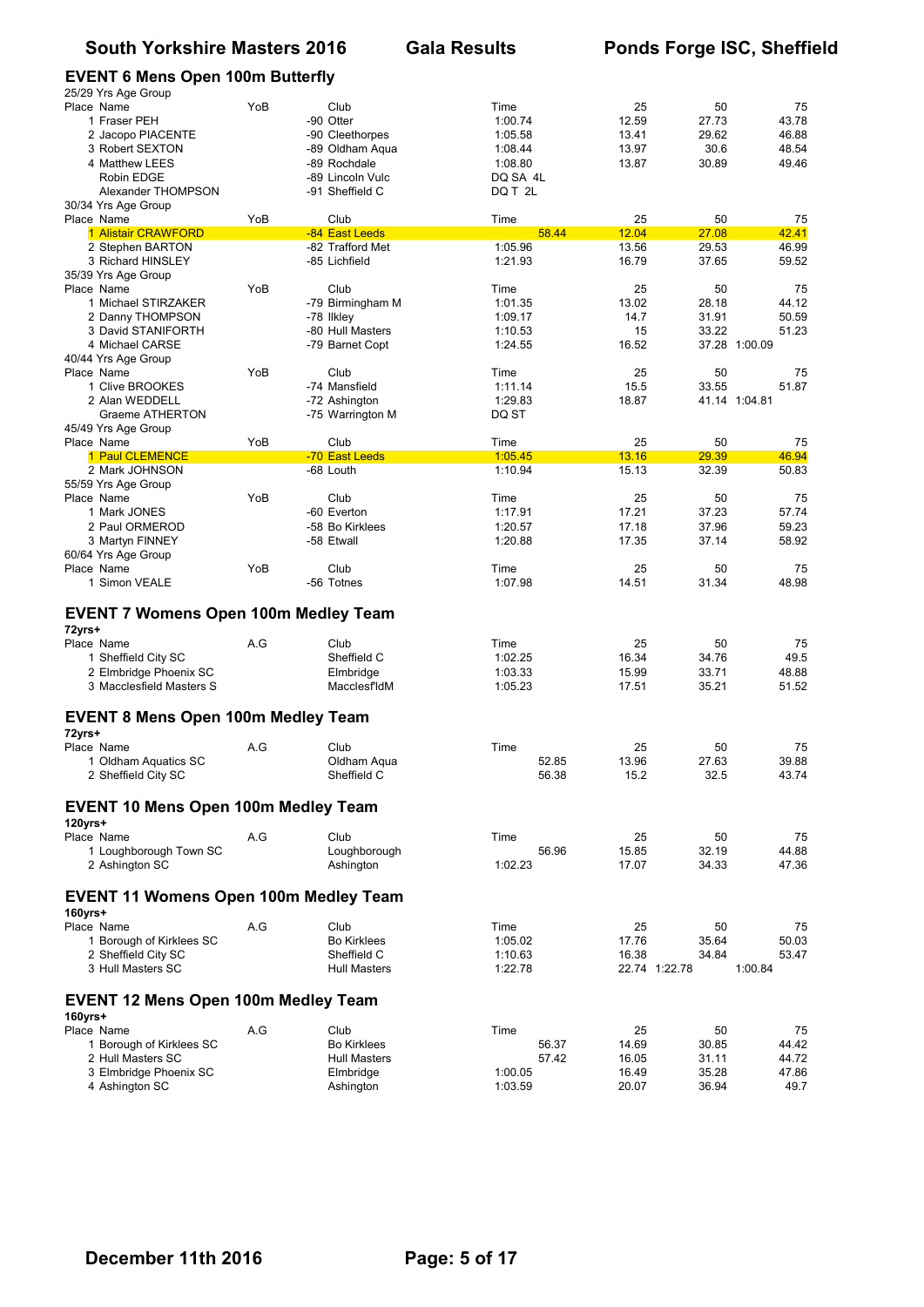## EVENT 6 Mens Open 100m Butterfly

25/29 Yrs Age Group

| Place | Name | YoB | Club | Time | 25 | 50 | 75 |
|---|---|---|---|---|---|---|---|
| 1 | Fraser PEH | | -90 Otter | 1:00.74 | 12.59 | 27.73 | 43.78 |
| 2 | Jacopo PIACENTE | | -90 Cleethorpes | 1:05.58 | 13.41 | 29.62 | 46.88 |
| 3 | Robert SEXTON | | -89 Oldham Aqua | 1:08.44 | 13.97 | 30.6 | 48.54 |
| 4 | Matthew LEES | | -89 Rochdale | 1:08.80 | 13.87 | 30.89 | 49.46 |
| | Robin EDGE | | -89 Lincoln Vulc | DQ SA 4L | | | |
| | Alexander THOMPSON | | -91 Sheffield C | DQ T 2L | | | |

30/34 Yrs Age Group

| Place | Name | YoB | Club | Time | 25 | 50 | 75 |
|---|---|---|---|---|---|---|---|
| 1 | Alistair CRAWFORD | | -84 East Leeds | 58.44 | 12.04 | 27.08 | 42.41 |
| 2 | Stephen BARTON | | -82 Trafford Met | 1:05.96 | 13.56 | 29.53 | 46.99 |
| 3 | Richard HINSLEY | | -85 Lichfield | 1:21.93 | 16.79 | 37.65 | 59.52 |

35/39 Yrs Age Group

| Place | Name | YoB | Club | Time | 25 | 50 | 75 |
|---|---|---|---|---|---|---|---|
| 1 | Michael STIRZAKER | | -79 Birmingham M | 1:01.35 | 13.02 | 28.18 | 44.12 |
| 2 | Danny THOMPSON | | -78 Ilkley | 1:09.17 | 14.7 | 31.91 | 50.59 |
| 3 | David STANIFORTH | | -80 Hull Masters | 1:10.53 | 15 | 33.22 | 51.23 |
| 4 | Michael CARSE | | -79 Barnet Copt | 1:24.55 | 16.52 | 37.28 | 1:00.09 |

40/44 Yrs Age Group

| Place | Name | YoB | Club | Time | 25 | 50 | 75 |
|---|---|---|---|---|---|---|---|
| 1 | Clive BROOKES | | -74 Mansfield | 1:11.14 | 15.5 | 33.55 | 51.87 |
| 2 | Alan WEDDELL | | -72 Ashington | 1:29.83 | 18.87 | 41.14 | 1:04.81 |
| | Graeme ATHERTON | | -75 Warrington M | DQ ST | | | |

45/49 Yrs Age Group

| Place | Name | YoB | Club | Time | 25 | 50 | 75 |
|---|---|---|---|---|---|---|---|
| 1 | Paul CLEMENCE | | -70 East Leeds | 1:05.45 | 13.16 | 29.39 | 46.94 |
| 2 | Mark JOHNSON | | -68 Louth | 1:10.94 | 15.13 | 32.39 | 50.83 |

55/59 Yrs Age Group

| Place | Name | YoB | Club | Time | 25 | 50 | 75 |
|---|---|---|---|---|---|---|---|
| 1 | Mark JONES | | -60 Everton | 1:17.91 | 17.21 | 37.23 | 57.74 |
| 2 | Paul ORMEROD | | -58 Bo Kirklees | 1:20.57 | 17.18 | 37.96 | 59.23 |
| 3 | Martyn FINNEY | | -58 Etwall | 1:20.88 | 17.35 | 37.14 | 58.92 |

60/64 Yrs Age Group

| Place | Name | YoB | Club | Time | 25 | 50 | 75 |
|---|---|---|---|---|---|---|---|
| 1 | Simon VEALE | | -56 Totnes | 1:07.98 | 14.51 | 31.34 | 48.98 |

## EVENT 7 Womens Open 100m Medley Team

**72yrs+**

| Place | Name | A.G | Club | Time | 25 | 50 | 75 |
|---|---|---|---|---|---|---|---|
| 1 | Sheffield City SC | | Sheffield C | 1:02.25 | 16.34 | 34.76 | 49.5 |
| 2 | Elmbridge Phoenix SC | | Elmbridge | 1:03.33 | 15.99 | 33.71 | 48.88 |
| 3 | Macclesfield Masters S | | Macclesf'ldM | 1:05.23 | 17.51 | 35.21 | 51.52 |

## EVENT 8 Mens Open 100m Medley Team

**72yrs+**

| Place | Name | A.G | Club | Time | 25 | 50 | 75 |
|---|---|---|---|---|---|---|---|
| 1 | Oldham Aquatics SC | | Oldham Aqua | 52.85 | 13.96 | 27.63 | 39.88 |
| 2 | Sheffield City SC | | Sheffield C | 56.38 | 15.2 | 32.5 | 43.74 |

## EVENT 10 Mens Open 100m Medley Team

**120yrs+**

| Place | Name | A.G | Club | Time | 25 | 50 | 75 |
|---|---|---|---|---|---|---|---|
| 1 | Loughborough Town SC | | Loughborough | 56.96 | 15.85 | 32.19 | 44.88 |
| 2 | Ashington SC | | Ashington | 1:02.23 | 17.07 | 34.33 | 47.36 |

## EVENT 11 Womens Open 100m Medley Team

**160yrs+**

| Place | Name | A.G | Club | Time | 25 | 50 | 75 |
|---|---|---|---|---|---|---|---|
| 1 | Borough of Kirklees SC | | Bo Kirklees | 1:05.02 | 17.76 | 35.64 | 50.03 |
| 2 | Sheffield City SC | | Sheffield C | 1:10.63 | 16.38 | 34.84 | 53.47 |
| 3 | Hull Masters SC | | Hull Masters | 1:22.78 | 22.74 | 1:22.78 | 1:00.84 |

## EVENT 12 Mens Open 100m Medley Team

**160yrs+**

| Place | Name | A.G | Club | Time | 25 | 50 | 75 |
|---|---|---|---|---|---|---|---|
| 1 | Borough of Kirklees SC | | Bo Kirklees | 56.37 | 14.69 | 30.85 | 44.42 |
| 2 | Hull Masters SC | | Hull Masters | 57.42 | 16.05 | 31.11 | 44.72 |
| 3 | Elmbridge Phoenix SC | | Elmbridge | 1:00.05 | 16.49 | 35.28 | 47.86 |
| 4 | Ashington SC | | Ashington | 1:03.59 | 20.07 | 36.94 | 49.7 |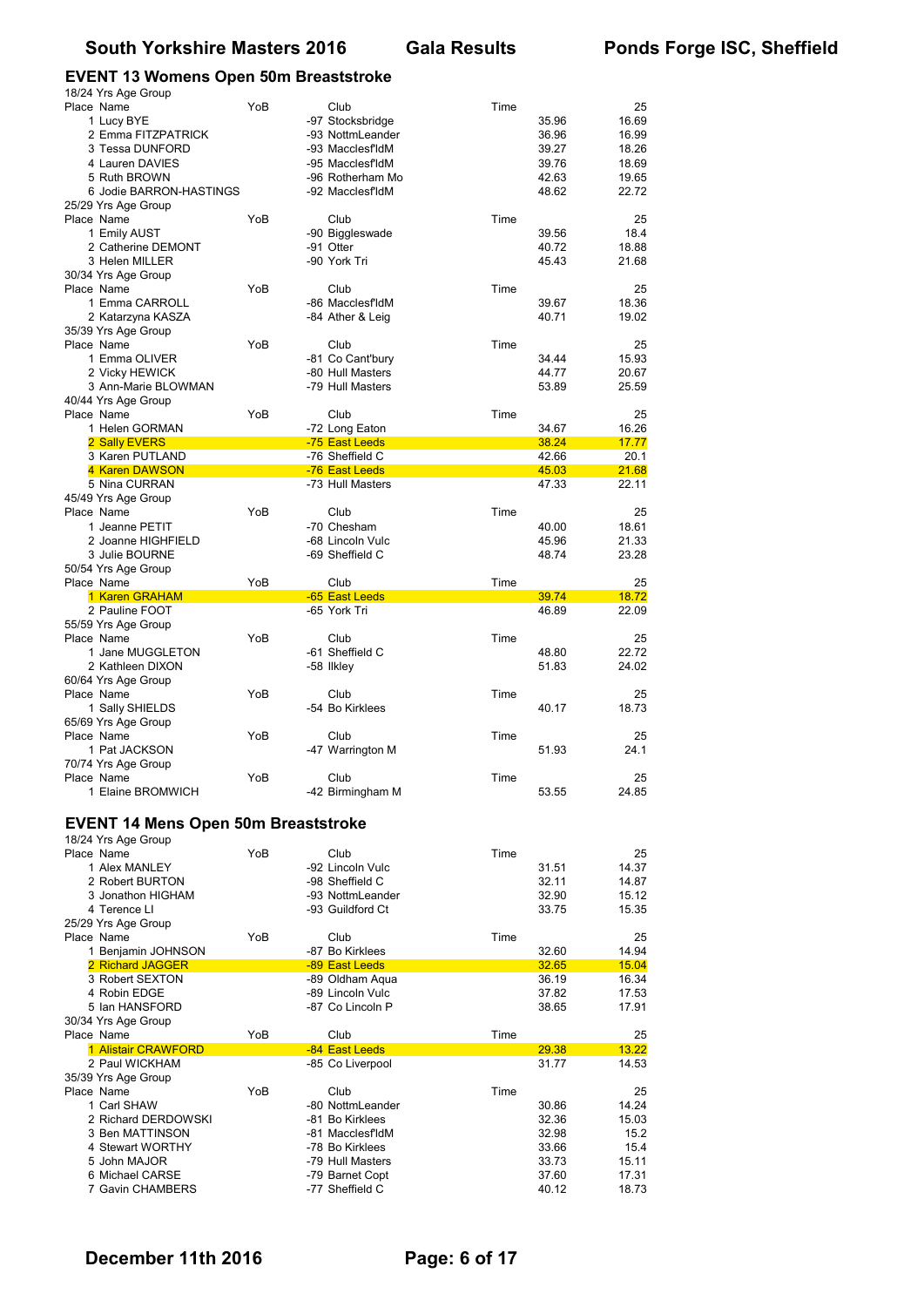## EVENT 13 Womens Open 50m Breaststroke

18/24 Yrs Age Group

| Place | Name | YoB | Club | Time | 25 |
|---|---|---|---|---|---|
| 1 | Lucy BYE | -97 | Stocksbridge | 35.96 | 16.69 |
| 2 | Emma FITZPATRICK | -93 | NottmLeander | 36.96 | 16.99 |
| 3 | Tessa DUNFORD | -93 | Macclesf'ldM | 39.27 | 18.26 |
| 4 | Lauren DAVIES | -95 | Macclesf'ldM | 39.76 | 18.69 |
| 5 | Ruth BROWN | -96 | Rotherham Mo | 42.63 | 19.65 |
| 6 | Jodie BARRON-HASTINGS | -92 | Macclesf'ldM | 48.62 | 22.72 |

25/29 Yrs Age Group

| Place | Name | YoB | Club | Time | 25 |
|---|---|---|---|---|---|
| 1 | Emily AUST | -90 | Biggleswade | 39.56 | 18.4 |
| 2 | Catherine DEMONT | -91 | Otter | 40.72 | 18.88 |
| 3 | Helen MILLER | -90 | York Tri | 45.43 | 21.68 |

30/34 Yrs Age Group

| Place | Name | YoB | Club | Time | 25 |
|---|---|---|---|---|---|
| 1 | Emma CARROLL | -86 | Macclesf'ldM | 39.67 | 18.36 |
| 2 | Katarzyna KASZA | -84 | Ather & Leig | 40.71 | 19.02 |

35/39 Yrs Age Group

| Place | Name | YoB | Club | Time | 25 |
|---|---|---|---|---|---|
| 1 | Emma OLIVER | -81 | Co Cant'bury | 34.44 | 15.93 |
| 2 | Vicky HEWICK | -80 | Hull Masters | 44.77 | 20.67 |
| 3 | Ann-Marie BLOWMAN | -79 | Hull Masters | 53.89 | 25.59 |

40/44 Yrs Age Group

| Place | Name | YoB | Club | Time | 25 |
|---|---|---|---|---|---|
| 1 | Helen GORMAN | -72 | Long Eaton | 34.67 | 16.26 |
| 2 | Sally EVERS | -75 | East Leeds | 38.24 | 17.77 |
| 3 | Karen PUTLAND | -76 | Sheffield C | 42.66 | 20.1 |
| 4 | Karen DAWSON | -76 | East Leeds | 45.03 | 21.68 |
| 5 | Nina CURRAN | -73 | Hull Masters | 47.33 | 22.11 |

45/49 Yrs Age Group

| Place | Name | YoB | Club | Time | 25 |
|---|---|---|---|---|---|
| 1 | Jeanne PETIT | -70 | Chesham | 40.00 | 18.61 |
| 2 | Joanne HIGHFIELD | -68 | Lincoln Vulc | 45.96 | 21.33 |
| 3 | Julie BOURNE | -69 | Sheffield C | 48.74 | 23.28 |

50/54 Yrs Age Group

| Place | Name | YoB | Club | Time | 25 |
|---|---|---|---|---|---|
| 1 | Karen GRAHAM | -65 | East Leeds | 39.74 | 18.72 |
| 2 | Pauline FOOT | -65 | York Tri | 46.89 | 22.09 |

55/59 Yrs Age Group

| Place | Name | YoB | Club | Time | 25 |
|---|---|---|---|---|---|
| 1 | Jane MUGGLETON | -61 | Sheffield C | 48.80 | 22.72 |
| 2 | Kathleen DIXON | -58 | Ilkley | 51.83 | 24.02 |

60/64 Yrs Age Group

| Place | Name | YoB | Club | Time | 25 |
|---|---|---|---|---|---|
| 1 | Sally SHIELDS | -54 | Bo Kirklees | 40.17 | 18.73 |

65/69 Yrs Age Group

| Place | Name | YoB | Club | Time | 25 |
|---|---|---|---|---|---|
| 1 | Pat JACKSON | -47 | Warrington M | 51.93 | 24.1 |

70/74 Yrs Age Group

| Place | Name | YoB | Club | Time | 25 |
|---|---|---|---|---|---|
| 1 | Elaine BROMWICH | -42 | Birmingham M | 53.55 | 24.85 |

## EVENT 14 Mens Open 50m Breaststroke

18/24 Yrs Age Group

| Place | Name | YoB | Club | Time | 25 |
|---|---|---|---|---|---|
| 1 | Alex MANLEY | -92 | Lincoln Vulc | 31.51 | 14.37 |
| 2 | Robert BURTON | -98 | Sheffield C | 32.11 | 14.87 |
| 3 | Jonathon HIGHAM | -93 | NottmLeander | 32.90 | 15.12 |
| 4 | Terence LI | -93 | Guildford Ct | 33.75 | 15.35 |

25/29 Yrs Age Group

| Place | Name | YoB | Club | Time | 25 |
|---|---|---|---|---|---|
| 1 | Benjamin JOHNSON | -87 | Bo Kirklees | 32.60 | 14.94 |
| 2 | Richard JAGGER | -89 | East Leeds | 32.65 | 15.04 |
| 3 | Robert SEXTON | -89 | Oldham Aqua | 36.19 | 16.34 |
| 4 | Robin EDGE | -89 | Lincoln Vulc | 37.82 | 17.53 |
| 5 | Ian HANSFORD | -87 | Co Lincoln P | 38.65 | 17.91 |

30/34 Yrs Age Group

| Place | Name | YoB | Club | Time | 25 |
|---|---|---|---|---|---|
| 1 | Alistair CRAWFORD | -84 | East Leeds | 29.38 | 13.22 |
| 2 | Paul WICKHAM | -85 | Co Liverpool | 31.77 | 14.53 |

35/39 Yrs Age Group

| Place | Name | YoB | Club | Time | 25 |
|---|---|---|---|---|---|
| 1 | Carl SHAW | -80 | NottmLeander | 30.86 | 14.24 |
| 2 | Richard DERDOWSKI | -81 | Bo Kirklees | 32.36 | 15.03 |
| 3 | Ben MATTINSON | -81 | Macclesf'ldM | 32.98 | 15.2 |
| 4 | Stewart WORTHY | -78 | Bo Kirklees | 33.66 | 15.4 |
| 5 | John MAJOR | -79 | Hull Masters | 33.73 | 15.11 |
| 6 | Michael CARSE | -79 | Barnet Copt | 37.60 | 17.31 |
| 7 | Gavin CHAMBERS | -77 | Sheffield C | 40.12 | 18.73 |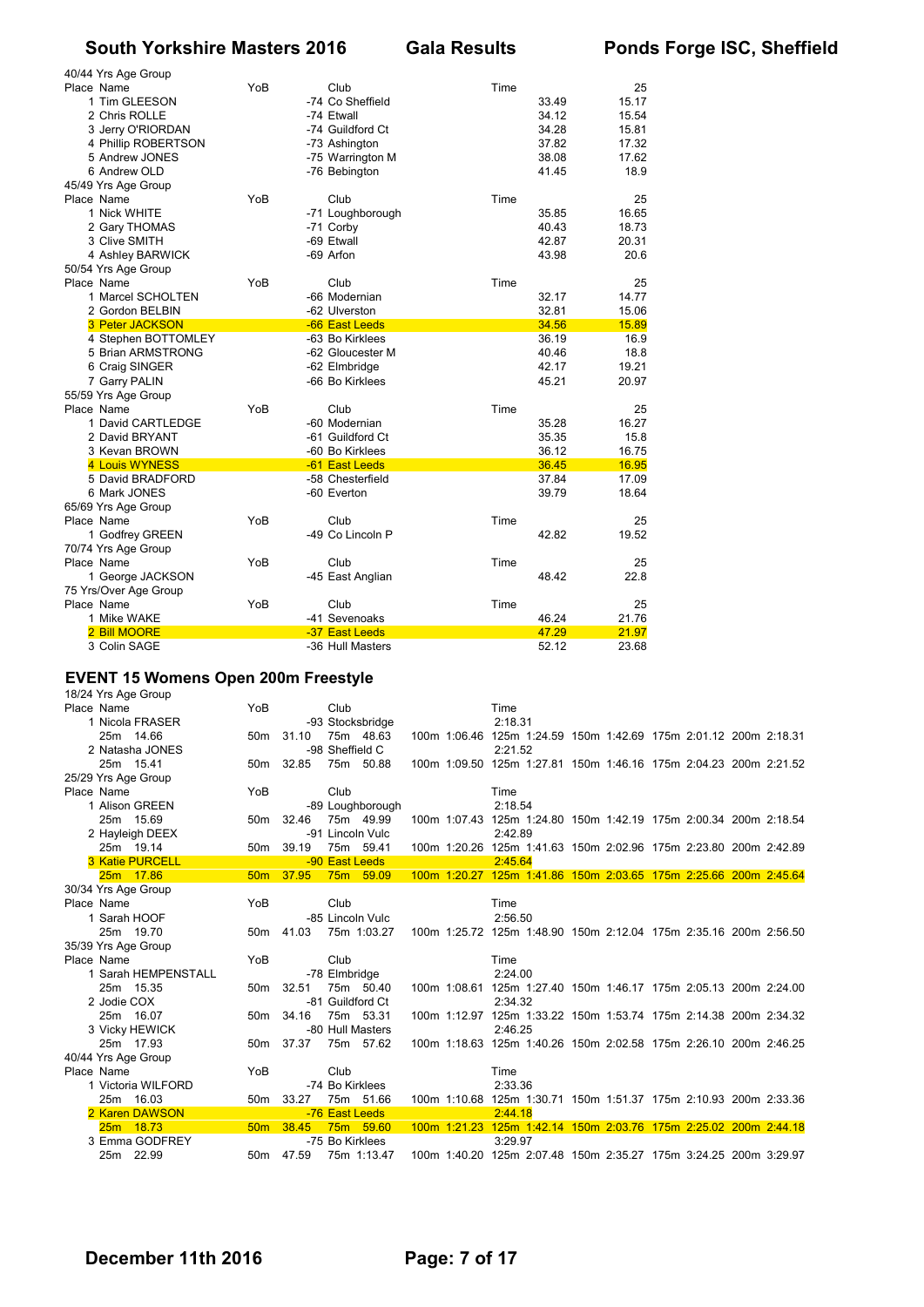40/44 Yrs Age Group

| Place | Name | YoB | Club | Time | 25 |
|---|---|---|---|---|---|
| 1 | Tim GLEESON | -74 | Co Sheffield | 33.49 | 15.17 |
| 2 | Chris ROLLE | -74 | Etwall | 34.12 | 15.54 |
| 3 | Jerry O'RIORDAN | -74 | Guildford Ct | 34.28 | 15.81 |
| 4 | Phillip ROBERTSON | -73 | Ashington | 37.82 | 17.32 |
| 5 | Andrew JONES | -75 | Warrington M | 38.08 | 17.62 |
| 6 | Andrew OLD | -76 | Bebington | 41.45 | 18.9 |

45/49 Yrs Age Group

| Place | Name | YoB | Club | Time | 25 |
|---|---|---|---|---|---|
| 1 | Nick WHITE | -71 | Loughborough | 35.85 | 16.65 |
| 2 | Gary THOMAS | -71 | Corby | 40.43 | 18.73 |
| 3 | Clive SMITH | -69 | Etwall | 42.87 | 20.31 |
| 4 | Ashley BARWICK | -69 | Arfon | 43.98 | 20.6 |

50/54 Yrs Age Group

| Place | Name | YoB | Club | Time | 25 |
|---|---|---|---|---|---|
| 1 | Marcel SCHOLTEN | -66 | Modernian | 32.17 | 14.77 |
| 2 | Gordon BELBIN | -62 | Ulverston | 32.81 | 15.06 |
| 3 | Peter JACKSON | -66 | East Leeds | 34.56 | 15.89 |
| 4 | Stephen BOTTOMLEY | -63 | Bo Kirklees | 36.19 | 16.9 |
| 5 | Brian ARMSTRONG | -62 | Gloucester M | 40.46 | 18.8 |
| 6 | Craig SINGER | -62 | Elmbridge | 42.17 | 19.21 |
| 7 | Garry PALIN | -66 | Bo Kirklees | 45.21 | 20.97 |

55/59 Yrs Age Group

| Place | Name | YoB | Club | Time | 25 |
|---|---|---|---|---|---|
| 1 | David CARTLEDGE | -60 | Modernian | 35.28 | 16.27 |
| 2 | David BRYANT | -61 | Guildford Ct | 35.35 | 15.8 |
| 3 | Kevan BROWN | -60 | Bo Kirklees | 36.12 | 16.75 |
| 4 | Louis WYNESS | -61 | East Leeds | 36.45 | 16.95 |
| 5 | David BRADFORD | -58 | Chesterfield | 37.84 | 17.09 |
| 6 | Mark JONES | -60 | Everton | 39.79 | 18.64 |

65/69 Yrs Age Group

| Place | Name | YoB | Club | Time | 25 |
|---|---|---|---|---|---|
| 1 | Godfrey GREEN | -49 | Co Lincoln P | 42.82 | 19.52 |

70/74 Yrs Age Group

| Place | Name | YoB | Club | Time | 25 |
|---|---|---|---|---|---|
| 1 | George JACKSON | -45 | East Anglian | 48.42 | 22.8 |

75 Yrs/Over Age Group

| Place | Name | YoB | Club | Time | 25 |
|---|---|---|---|---|---|
| 1 | Mike WAKE | -41 | Sevenoaks | 46.24 | 21.76 |
| 2 | Bill MOORE | -37 | East Leeds | 47.29 | 21.97 |
| 3 | Colin SAGE | -36 | Hull Masters | 52.12 | 23.68 |

## EVENT 15 Womens Open 200m Freestyle

18/24 Yrs Age Group

| Place | Name | YoB | Club | Time |
|---|---|---|---|---|
| 1 | Nicola FRASER | -93 | Stocksbridge | 2:18.31 |
| | 25m 14.66 / 50m 31.10 / 75m 48.63 / 100m 1:06.46 / 125m 1:24.59 / 150m 1:42.69 / 175m 2:01.12 / 200m 2:18.31 | | | |
| 2 | Natasha JONES | -98 | Sheffield C | 2:21.52 |
| | 25m 15.41 / 50m 32.85 / 75m 50.88 / 100m 1:09.50 / 125m 1:27.81 / 150m 1:46.16 / 175m 2:04.23 / 200m 2:21.52 | | | |

25/29 Yrs Age Group

| Place | Name | YoB | Club | Time |
|---|---|---|---|---|
| 1 | Alison GREEN | -89 | Loughborough | 2:18.54 |
| | 25m 15.69 / 50m 32.46 / 75m 49.99 / 100m 1:07.43 / 125m 1:24.80 / 150m 1:42.19 / 175m 2:00.34 / 200m 2:18.54 | | | |
| 2 | Hayleigh DEEX | -91 | Lincoln Vulc | 2:42.89 |
| | 25m 19.14 / 50m 39.19 / 75m 59.41 / 100m 1:20.26 / 125m 1:41.63 / 150m 2:02.96 / 175m 2:23.80 / 200m 2:42.89 | | | |
| 3 | Katie PURCELL | -90 | East Leeds | 2:45.64 |
| | 25m 17.86 / 50m 37.95 / 75m 59.09 / 100m 1:20.27 / 125m 1:41.86 / 150m 2:03.65 / 175m 2:25.66 / 200m 2:45.64 | | | |

30/34 Yrs Age Group

| Place | Name | YoB | Club | Time |
|---|---|---|---|---|
| 1 | Sarah HOOF | -85 | Lincoln Vulc | 2:56.50 |
| | 25m 19.70 / 50m 41.03 / 75m 1:03.27 / 100m 1:25.72 / 125m 1:48.90 / 150m 2:12.04 / 175m 2:35.16 / 200m 2:56.50 | | | |

35/39 Yrs Age Group

| Place | Name | YoB | Club | Time |
|---|---|---|---|---|
| 1 | Sarah HEMPENSTALL | -78 | Elmbridge | 2:24.00 |
| | 25m 15.35 / 50m 32.51 / 75m 50.40 / 100m 1:08.61 / 125m 1:27.40 / 150m 1:46.17 / 175m 2:05.13 / 200m 2:24.00 | | | |
| 2 | Jodie COX | -81 | Guildford Ct | 2:34.32 |
| | 25m 16.07 / 50m 34.16 / 75m 53.31 / 100m 1:12.97 / 125m 1:33.22 / 150m 1:53.74 / 175m 2:14.38 / 200m 2:34.32 | | | |
| 3 | Vicky HEWICK | -80 | Hull Masters | 2:46.25 |
| | 25m 17.93 / 50m 37.37 / 75m 57.62 / 100m 1:18.63 / 125m 1:40.26 / 150m 2:02.58 / 175m 2:26.10 / 200m 2:46.25 | | | |

40/44 Yrs Age Group

| Place | Name | YoB | Club | Time |
|---|---|---|---|---|
| 1 | Victoria WILFORD | -74 | Bo Kirklees | 2:33.36 |
| | 25m 16.03 / 50m 33.27 / 75m 51.66 / 100m 1:10.68 / 125m 1:30.71 / 150m 1:51.37 / 175m 2:10.93 / 200m 2:33.36 | | | |
| 2 | Karen DAWSON | -76 | East Leeds | 2:44.18 |
| | 25m 18.73 / 50m 38.45 / 75m 59.60 / 100m 1:21.23 / 125m 1:42.14 / 150m 2:03.76 / 175m 2:25.02 / 200m 2:44.18 | | | |
| 3 | Emma GODFREY | -75 | Bo Kirklees | 3:29.97 |
| | 25m 22.99 / 50m 47.59 / 75m 1:13.47 / 100m 1:40.20 / 125m 2:07.48 / 150m 2:35.27 / 175m 3:24.25 / 200m 3:29.97 | | | |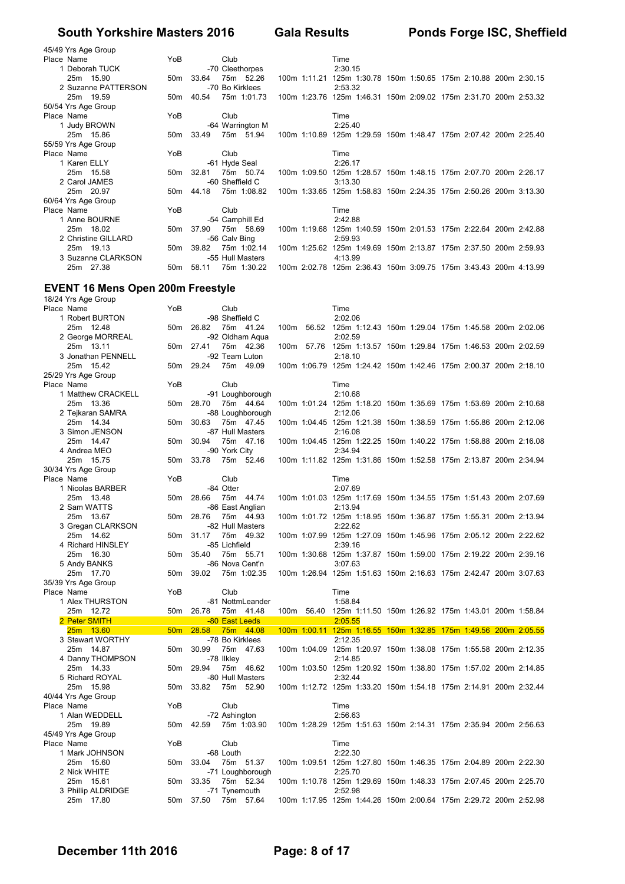45/49 Yrs Age Group

| Place | Name | YoB | Club | Time |
|---|---|---|---|---|
| 1 | Deborah TUCK | -70 | Cleethorpes | 2:30.15 |
| | 25m 15.90 | 50m 33.64 | 75m 52.26 | 100m 1:11.21 125m 1:30.78 150m 1:50.65 175m 2:10.88 200m 2:30.15 |
| 2 | Suzanne PATTERSON | -70 | Bo Kirklees | 2:53.32 |
| | 25m 19.59 | 50m 40.54 | 75m 1:01.73 | 100m 1:23.76 125m 1:46.31 150m 2:09.02 175m 2:31.70 200m 2:53.32 |

50/54 Yrs Age Group

| Place | Name | YoB | Club | Time |
|---|---|---|---|---|
| 1 | Judy BROWN | -64 | Warrington M | 2:25.40 |
| | 25m 15.86 | 50m 33.49 | 75m 51.94 | 100m 1:10.89 125m 1:29.59 150m 1:48.47 175m 2:07.42 200m 2:25.40 |

55/59 Yrs Age Group

| Place | Name | YoB | Club | Time |
|---|---|---|---|---|
| 1 | Karen ELLY | -61 | Hyde Seal | 2:26.17 |
| | 25m 15.58 | 50m 32.81 | 75m 50.74 | 100m 1:09.50 125m 1:28.57 150m 1:48.15 175m 2:07.70 200m 2:26.17 |
| 2 | Carol JAMES | -60 | Sheffield C | 3:13.30 |
| | 25m 20.97 | 50m 44.18 | 75m 1:08.82 | 100m 1:33.65 125m 1:58.83 150m 2:24.35 175m 2:50.26 200m 3:13.30 |

60/64 Yrs Age Group

| Place | Name | YoB | Club | Time |
|---|---|---|---|---|
| 1 | Anne BOURNE | -54 | Camphill Ed | 2:42.88 |
| | 25m 18.02 | 50m 37.90 | 75m 58.69 | 100m 1:19.68 125m 1:40.59 150m 2:01.53 175m 2:22.64 200m 2:42.88 |
| 2 | Christine GILLARD | -56 | Calv Bing | 2:59.93 |
| | 25m 19.13 | 50m 39.82 | 75m 1:02.14 | 100m 1:25.62 125m 1:49.69 150m 2:13.87 175m 2:37.50 200m 2:59.93 |
| 3 | Suzanne CLARKSON | -55 | Hull Masters | 4:13.99 |
| | 25m 27.38 | 50m 58.11 | 75m 1:30.22 | 100m 2:02.78 125m 2:36.43 150m 3:09.75 175m 3:43.43 200m 4:13.99 |

## EVENT 16 Mens Open 200m Freestyle

18/24 Yrs Age Group

| Place | Name | YoB | Club | Time |
|---|---|---|---|---|
| 1 | Robert BURTON | -98 | Sheffield C | 2:02.06 |
| | 25m 12.48 | 50m 26.82 | 75m 41.24 | 100m 56.52 125m 1:12.43 150m 1:29.04 175m 1:45.58 200m 2:02.06 |
| 2 | George MORREAL | -92 | Oldham Aqua | 2:02.59 |
| | 25m 13.11 | 50m 27.41 | 75m 42.36 | 100m 57.76 125m 1:13.57 150m 1:29.84 175m 1:46.53 200m 2:02.59 |
| 3 | Jonathan PENNELL | -92 | Team Luton | 2:18.10 |
| | 25m 15.42 | 50m 29.24 | 75m 49.09 | 100m 1:06.79 125m 1:24.42 150m 1:42.46 175m 2:00.37 200m 2:18.10 |

25/29 Yrs Age Group

| Place | Name | YoB | Club | Time |
|---|---|---|---|---|
| 1 | Matthew CRACKELL | -91 | Loughborough | 2:10.68 |
| | 25m 13.36 | 50m 28.70 | 75m 44.64 | 100m 1:01.24 125m 1:18.20 150m 1:35.69 175m 1:53.69 200m 2:10.68 |
| 2 | Tejkaran SAMRA | -88 | Loughborough | 2:12.06 |
| | 25m 14.34 | 50m 30.63 | 75m 47.45 | 100m 1:04.45 125m 1:21.38 150m 1:38.59 175m 1:55.86 200m 2:12.06 |
| 3 | Simon JENSON | -87 | Hull Masters | 2:16.08 |
| | 25m 14.47 | 50m 30.94 | 75m 47.16 | 100m 1:04.45 125m 1:22.25 150m 1:40.22 175m 1:58.88 200m 2:16.08 |
| 4 | Andrea MEO | -90 | York City | 2:34.94 |
| | 25m 15.75 | 50m 33.78 | 75m 52.46 | 100m 1:11.82 125m 1:31.86 150m 1:52.58 175m 2:13.87 200m 2:34.94 |

30/34 Yrs Age Group

| Place | Name | YoB | Club | Time |
|---|---|---|---|---|
| 1 | Nicolas BARBER | -84 | Otter | 2:07.69 |
| | 25m 13.48 | 50m 28.66 | 75m 44.74 | 100m 1:01.03 125m 1:17.69 150m 1:34.55 175m 1:51.43 200m 2:07.69 |
| 2 | Sam WATTS | -86 | East Anglian | 2:13.94 |
| | 25m 13.67 | 50m 28.76 | 75m 44.93 | 100m 1:01.72 125m 1:18.95 150m 1:36.87 175m 1:55.31 200m 2:13.94 |
| 3 | Gregan CLARKSON | -82 | Hull Masters | 2:22.62 |
| | 25m 14.62 | 50m 31.17 | 75m 49.32 | 100m 1:07.99 125m 1:27.09 150m 1:45.96 175m 2:05.12 200m 2:22.62 |
| 4 | Richard HINSLEY | -85 | Lichfield | 2:39.16 |
| | 25m 16.30 | 50m 35.40 | 75m 55.71 | 100m 1:30.68 125m 1:37.87 150m 1:59.00 175m 2:19.22 200m 2:39.16 |
| 5 | Andy BANKS | -86 | Nova Cent'n | 3:07.63 |
| | 25m 17.70 | 50m 39.02 | 75m 1:02.35 | 100m 1:26.94 125m 1:51.63 150m 2:16.63 175m 2:42.47 200m 3:07.63 |

35/39 Yrs Age Group

| Place | Name | YoB | Club | Time |
|---|---|---|---|---|
| 1 | Alex THURSTON | -81 | NottmLeander | 1:58.84 |
| | 25m 12.72 | 50m 26.78 | 75m 41.48 | 100m 56.40 125m 1:11.50 150m 1:26.92 175m 1:43.01 200m 1:58.84 |
| 2 | Peter SMITH | -80 | East Leeds | 2:05.55 |
| | 25m 13.60 | 50m 28.58 | 75m 44.08 | 100m 1:00.11 125m 1:16.55 150m 1:32.85 175m 1:49.56 200m 2:05.55 |
| 3 | Stewart WORTHY | -78 | Bo Kirklees | 2:12.35 |
| | 25m 14.87 | 50m 30.99 | 75m 47.63 | 100m 1:04.09 125m 1:20.97 150m 1:38.08 175m 1:55.58 200m 2:12.35 |
| 4 | Danny THOMPSON | -78 | Ilkley | 2:14.85 |
| | 25m 14.33 | 50m 29.94 | 75m 46.62 | 100m 1:03.50 125m 1:20.92 150m 1:38.80 175m 1:57.02 200m 2:14.85 |
| 5 | Richard ROYAL | -80 | Hull Masters | 2:32.44 |
| | 25m 15.98 | 50m 33.82 | 75m 52.90 | 100m 1:12.72 125m 1:33.20 150m 1:54.18 175m 2:14.91 200m 2:32.44 |

40/44 Yrs Age Group

| Place | Name | YoB | Club | Time |
|---|---|---|---|---|
| 1 | Alan WEDDELL | -72 | Ashington | 2:56.63 |
| | 25m 19.89 | 50m 42.59 | 75m 1:03.90 | 100m 1:28.29 125m 1:51.63 150m 2:14.31 175m 2:35.94 200m 2:56.63 |

45/49 Yrs Age Group

| Place | Name | YoB | Club | Time |
|---|---|---|---|---|
| 1 | Mark JOHNSON | -68 | Louth | 2:22.30 |
| | 25m 15.60 | 50m 33.04 | 75m 51.37 | 100m 1:09.51 125m 1:27.80 150m 1:46.35 175m 2:04.89 200m 2:22.30 |
| 2 | Nick WHITE | -71 | Loughborough | 2:25.70 |
| | 25m 15.61 | 50m 33.35 | 75m 52.34 | 100m 1:10.78 125m 1:29.69 150m 1:48.33 175m 2:07.45 200m 2:25.70 |
| 3 | Phillip ALDRIDGE | -71 | Tynemouth | 2:52.98 |
| | 25m 17.80 | 50m 37.50 | 75m 57.64 | 100m 1:17.95 125m 1:44.26 150m 2:00.64 175m 2:29.72 200m 2:52.98 |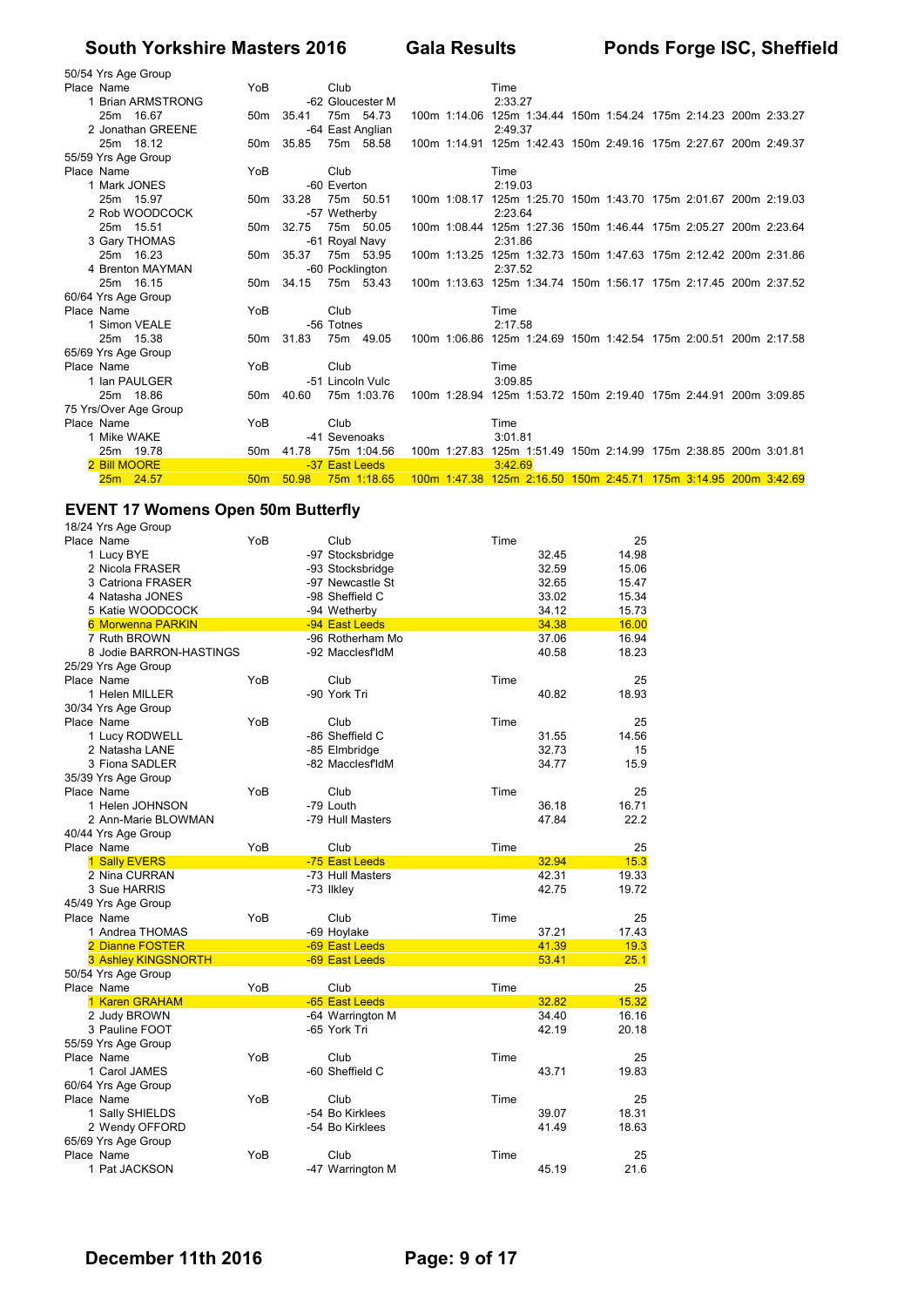50/54 Yrs Age Group

| Place | Name | YoB | Club | Time |
|---|---|---|---|---|
| 1 | Brian ARMSTRONG | -62 | Gloucester M | 2:33.27 |
| | 25m 16.67 | 50m 35.41 | 75m 54.73 | 100m 1:14.06 125m 1:34.44 150m 1:54.24 175m 2:14.23 200m 2:33.27 |
| 2 | Jonathan GREENE | -64 | East Anglian | 2:49.37 |
| | 25m 18.12 | 50m 35.85 | 75m 58.58 | 100m 1:14.91 125m 1:42.43 150m 2:49.16 175m 2:27.67 200m 2:49.37 |

55/59 Yrs Age Group

| Place | Name | YoB | Club | Time |
|---|---|---|---|---|
| 1 | Mark JONES | -60 | Everton | 2:19.03 |
| | 25m 15.97 | 50m 33.28 | 75m 50.51 | 100m 1:08.17 125m 1:25.70 150m 1:43.70 175m 2:01.67 200m 2:19.03 |
| 2 | Rob WOODCOCK | -57 | Wetherby | 2:23.64 |
| | 25m 15.51 | 50m 32.75 | 75m 50.05 | 100m 1:08.44 125m 1:27.36 150m 1:46.44 175m 2:05.27 200m 2:23.64 |
| 3 | Gary THOMAS | -61 | Royal Navy | 2:31.86 |
| | 25m 16.23 | 50m 35.37 | 75m 53.95 | 100m 1:13.25 125m 1:32.73 150m 1:47.63 175m 2:12.42 200m 2:31.86 |
| 4 | Brenton MAYMAN | -60 | Pocklington | 2:37.52 |
| | 25m 16.15 | 50m 34.15 | 75m 53.43 | 100m 1:13.63 125m 1:34.74 150m 1:56.17 175m 2:17.45 200m 2:37.52 |

60/64 Yrs Age Group

| Place | Name | YoB | Club | Time |
|---|---|---|---|---|
| 1 | Simon VEALE | -56 | Totnes | 2:17.58 |
| | 25m 15.38 | 50m 31.83 | 75m 49.05 | 100m 1:06.86 125m 1:24.69 150m 1:42.54 175m 2:00.51 200m 2:17.58 |

65/69 Yrs Age Group

| Place | Name | YoB | Club | Time |
|---|---|---|---|---|
| 1 | Ian PAULGER | -51 | Lincoln Vulc | 3:09.85 |
| | 25m 18.86 | 50m 40.60 | 75m 1:03.76 | 100m 1:28.94 125m 1:53.72 150m 2:19.40 175m 2:44.91 200m 3:09.85 |

75 Yrs/Over Age Group

| Place | Name | YoB | Club | Time |
|---|---|---|---|---|
| 1 | Mike WAKE | -41 | Sevenoaks | 3:01.81 |
| | 25m 19.78 | 50m 41.78 | 75m 1:04.56 | 100m 1:27.83 125m 1:51.49 150m 2:14.99 175m 2:38.85 200m 3:01.81 |
| 2 | Bill MOORE | -37 | East Leeds | 3:42.69 |
| | 25m 24.57 | 50m 50.98 | 75m 1:18.65 | 100m 1:47.38 125m 2:16.50 150m 2:45.71 175m 3:14.95 200m 3:42.69 |

## EVENT 17 Womens Open 50m Butterfly

18/24 Yrs Age Group

| Place | Name | YoB | Club | Time | 25 |
|---|---|---|---|---|---|
| 1 | Lucy BYE | -97 | Stocksbridge | 32.45 | 14.98 |
| 2 | Nicola FRASER | -93 | Stocksbridge | 32.59 | 15.06 |
| 3 | Catriona FRASER | -97 | Newcastle St | 32.65 | 15.47 |
| 4 | Natasha JONES | -98 | Sheffield C | 33.02 | 15.34 |
| 5 | Katie WOODCOCK | -94 | Wetherby | 34.12 | 15.73 |
| 6 | Morwenna PARKIN | -94 | East Leeds | 34.38 | 16.00 |
| 7 | Ruth BROWN | -96 | Rotherham Mo | 37.06 | 16.94 |
| 8 | Jodie BARRON-HASTINGS | -92 | Macclesf'ldM | 40.58 | 18.23 |

25/29 Yrs Age Group

| Place | Name | YoB | Club | Time | 25 |
|---|---|---|---|---|---|
| 1 | Helen MILLER | -90 | York Tri | 40.82 | 18.93 |

30/34 Yrs Age Group

| Place | Name | YoB | Club | Time | 25 |
|---|---|---|---|---|---|
| 1 | Lucy RODWELL | -86 | Sheffield C | 31.55 | 14.56 |
| 2 | Natasha LANE | -85 | Elmbridge | 32.73 | 15 |
| 3 | Fiona SADLER | -82 | Macclesf'ldM | 34.77 | 15.9 |

35/39 Yrs Age Group

| Place | Name | YoB | Club | Time | 25 |
|---|---|---|---|---|---|
| 1 | Helen JOHNSON | -79 | Louth | 36.18 | 16.71 |
| 2 | Ann-Marie BLOWMAN | -79 | Hull Masters | 47.84 | 22.2 |

40/44 Yrs Age Group

| Place | Name | YoB | Club | Time | 25 |
|---|---|---|---|---|---|
| 1 | Sally EVERS | -75 | East Leeds | 32.94 | 15.3 |
| 2 | Nina CURRAN | -73 | Hull Masters | 42.31 | 19.33 |
| 3 | Sue HARRIS | -73 | Ilkley | 42.75 | 19.72 |

45/49 Yrs Age Group

| Place | Name | YoB | Club | Time | 25 |
|---|---|---|---|---|---|
| 1 | Andrea THOMAS | -69 | Hoylake | 37.21 | 17.43 |
| 2 | Dianne FOSTER | -69 | East Leeds | 41.39 | 19.3 |
| 3 | Ashley KINGSNORTH | -69 | East Leeds | 53.41 | 25.1 |

50/54 Yrs Age Group

| Place | Name | YoB | Club | Time | 25 |
|---|---|---|---|---|---|
| 1 | Karen GRAHAM | -65 | East Leeds | 32.82 | 15.32 |
| 2 | Judy BROWN | -64 | Warrington M | 34.40 | 16.16 |
| 3 | Pauline FOOT | -65 | York Tri | 42.19 | 20.18 |

55/59 Yrs Age Group

| Place | Name | YoB | Club | Time | 25 |
|---|---|---|---|---|---|
| 1 | Carol JAMES | -60 | Sheffield C | 43.71 | 19.83 |

60/64 Yrs Age Group

| Place | Name | YoB | Club | Time | 25 |
|---|---|---|---|---|---|
| 1 | Sally SHIELDS | -54 | Bo Kirklees | 39.07 | 18.31 |
| 2 | Wendy OFFORD | -54 | Bo Kirklees | 41.49 | 18.63 |

65/69 Yrs Age Group

| Place | Name | YoB | Club | Time | 25 |
|---|---|---|---|---|---|
| 1 | Pat JACKSON | -47 | Warrington M | 45.19 | 21.6 |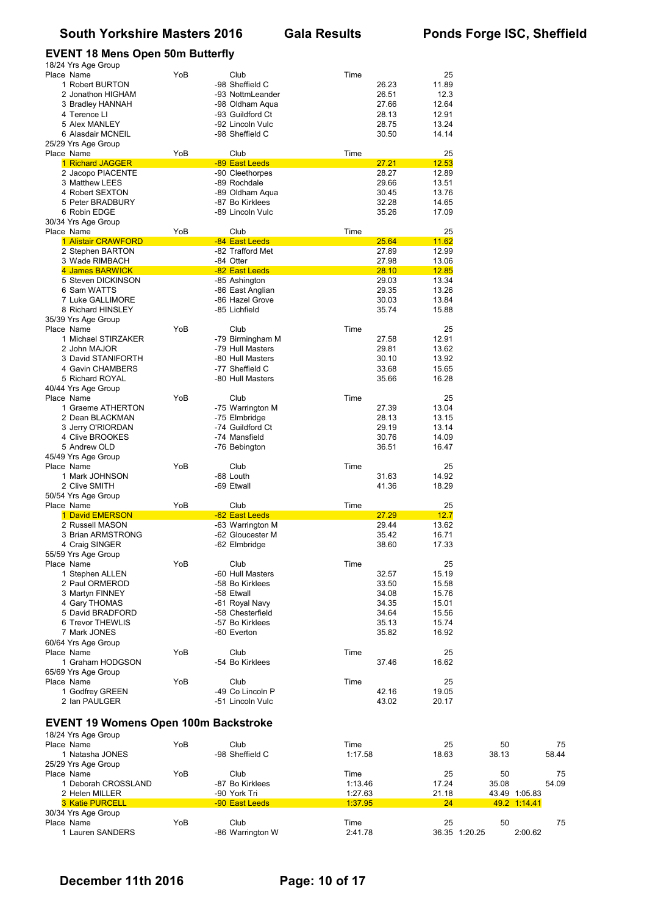## EVENT 18 Mens Open 50m Butterfly

18/24 Yrs Age Group

| Place | Name | YoB | Club | Time | 25 |
|---|---|---|---|---|---|
| 1 | Robert BURTON | -98 | Sheffield C | 26.23 | 11.89 |
| 2 | Jonathon HIGHAM | -93 | NottmLeander | 26.51 | 12.3 |
| 3 | Bradley HANNAH | -98 | Oldham Aqua | 27.66 | 12.64 |
| 4 | Terence LI | -93 | Guildford Ct | 28.13 | 12.91 |
| 5 | Alex MANLEY | -92 | Lincoln Vulc | 28.75 | 13.24 |
| 6 | Alasdair MCNEIL | -98 | Sheffield C | 30.50 | 14.14 |

25/29 Yrs Age Group

| Place | Name | YoB | Club | Time | 25 |
|---|---|---|---|---|---|
| 1 | Richard JAGGER | -89 | East Leeds | 27.21 | 12.53 |
| 2 | Jacopo PIACENTE | -90 | Cleethorpes | 28.27 | 12.89 |
| 3 | Matthew LEES | -89 | Rochdale | 29.66 | 13.51 |
| 4 | Robert SEXTON | -89 | Oldham Aqua | 30.45 | 13.76 |
| 5 | Peter BRADBURY | -87 | Bo Kirklees | 32.28 | 14.65 |
| 6 | Robin EDGE | -89 | Lincoln Vulc | 35.26 | 17.09 |

30/34 Yrs Age Group

| Place | Name | YoB | Club | Time | 25 |
|---|---|---|---|---|---|
| 1 | Alistair CRAWFORD | -84 | East Leeds | 25.64 | 11.62 |
| 2 | Stephen BARTON | -82 | Trafford Met | 27.89 | 12.99 |
| 3 | Wade RIMBACH | -84 | Otter | 27.98 | 13.06 |
| 4 | James BARWICK | -82 | East Leeds | 28.10 | 12.85 |
| 5 | Steven DICKINSON | -85 | Ashington | 29.03 | 13.34 |
| 6 | Sam WATTS | -86 | East Anglian | 29.35 | 13.26 |
| 7 | Luke GALLIMORE | -86 | Hazel Grove | 30.03 | 13.84 |
| 8 | Richard HINSLEY | -85 | Lichfield | 35.74 | 15.88 |

35/39 Yrs Age Group

| Place | Name | YoB | Club | Time | 25 |
|---|---|---|---|---|---|
| 1 | Michael STIRZAKER | -79 | Birmingham M | 27.58 | 12.91 |
| 2 | John MAJOR | -79 | Hull Masters | 29.81 | 13.62 |
| 3 | David STANIFORTH | -80 | Hull Masters | 30.10 | 13.92 |
| 4 | Gavin CHAMBERS | -77 | Sheffield C | 33.68 | 15.65 |
| 5 | Richard ROYAL | -80 | Hull Masters | 35.66 | 16.28 |

40/44 Yrs Age Group

| Place | Name | YoB | Club | Time | 25 |
|---|---|---|---|---|---|
| 1 | Graeme ATHERTON | -75 | Warrington M | 27.39 | 13.04 |
| 2 | Dean BLACKMAN | -75 | Elmbridge | 28.13 | 13.15 |
| 3 | Jerry O'RIORDAN | -74 | Guildford Ct | 29.19 | 13.14 |
| 4 | Clive BROOKES | -74 | Mansfield | 30.76 | 14.09 |
| 5 | Andrew OLD | -76 | Bebington | 36.51 | 16.47 |

45/49 Yrs Age Group

| Place | Name | YoB | Club | Time | 25 |
|---|---|---|---|---|---|
| 1 | Mark JOHNSON | -68 | Louth | 31.63 | 14.92 |
| 2 | Clive SMITH | -69 | Etwall | 41.36 | 18.29 |

50/54 Yrs Age Group

| Place | Name | YoB | Club | Time | 25 |
|---|---|---|---|---|---|
| 1 | David EMERSON | -62 | East Leeds | 27.29 | 12.7 |
| 2 | Russell MASON | -63 | Warrington M | 29.44 | 13.62 |
| 3 | Brian ARMSTRONG | -62 | Gloucester M | 35.42 | 16.71 |
| 4 | Craig SINGER | -62 | Elmbridge | 38.60 | 17.33 |

55/59 Yrs Age Group

| Place | Name | YoB | Club | Time | 25 |
|---|---|---|---|---|---|
| 1 | Stephen ALLEN | -60 | Hull Masters | 32.57 | 15.19 |
| 2 | Paul ORMEROD | -58 | Bo Kirklees | 33.50 | 15.58 |
| 3 | Martyn FINNEY | -58 | Etwall | 34.08 | 15.76 |
| 4 | Gary THOMAS | -61 | Royal Navy | 34.35 | 15.01 |
| 5 | David BRADFORD | -58 | Chesterfield | 34.64 | 15.56 |
| 6 | Trevor THEWLIS | -57 | Bo Kirklees | 35.13 | 15.74 |
| 7 | Mark JONES | -60 | Everton | 35.82 | 16.92 |

60/64 Yrs Age Group

| Place | Name | YoB | Club | Time | 25 |
|---|---|---|---|---|---|
| 1 | Graham HODGSON | -54 | Bo Kirklees | 37.46 | 16.62 |

65/69 Yrs Age Group

| Place | Name | YoB | Club | Time | 25 |
|---|---|---|---|---|---|
| 1 | Godfrey GREEN | -49 | Co Lincoln P | 42.16 | 19.05 |
| 2 | Ian PAULGER | -51 | Lincoln Vulc | 43.02 | 20.17 |

## EVENT 19 Womens Open 100m Backstroke

18/24 Yrs Age Group

| Place | Name | YoB | Club | Time | 25 | 50 | 75 |
|---|---|---|---|---|---|---|---|
| 1 | Natasha JONES | -98 | Sheffield C | 1:17.58 | 18.63 | 38.13 | 58.44 |

25/29 Yrs Age Group

| Place | Name | YoB | Club | Time | 25 | 50 | 75 |
|---|---|---|---|---|---|---|---|
| 1 | Deborah CROSSLAND | -87 | Bo Kirklees | 1:13.46 | 17.24 | 35.08 | 54.09 |
| 2 | Helen MILLER | -90 | York Tri | 1:27.63 | 21.18 | 43.49 | 1:05.83 |
| 3 | Katie PURCELL | -90 | East Leeds | 1:37.95 | 24 | 49.2 | 1:14.41 |

30/34 Yrs Age Group

| Place | Name | YoB | Club | Time | 25 | 50 | 75 |
|---|---|---|---|---|---|---|---|
| 1 | Lauren SANDERS | -86 | Warrington W | 2:41.78 | 36.35 | 1:20.25 | 2:00.62 |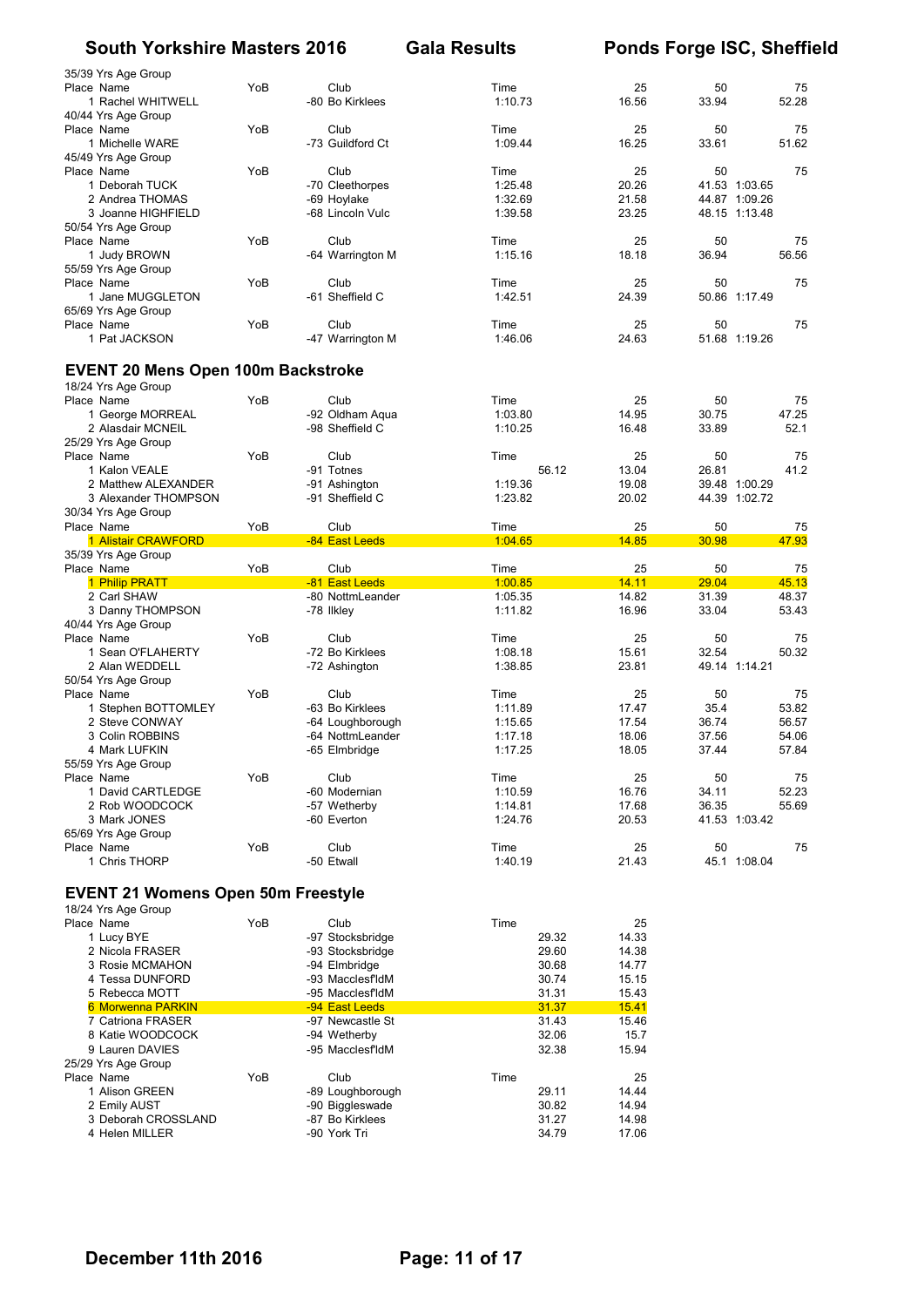35/39 Yrs Age Group

| Place | Name | YoB | Club | Time | 25 | 50 | 75 |
|---|---|---|---|---|---|---|---|
| 1 | Rachel WHITWELL | | -80 Bo Kirklees | 1:10.73 | 16.56 | 33.94 | 52.28 |

40/44 Yrs Age Group

| Place | Name | YoB | Club | Time | 25 | 50 | 75 |
|---|---|---|---|---|---|---|---|
| 1 | Michelle WARE | | -73 Guildford Ct | 1:09.44 | 16.25 | 33.61 | 51.62 |

45/49 Yrs Age Group

| Place | Name | YoB | Club | Time | 25 | 50 | 75 |
|---|---|---|---|---|---|---|---|
| 1 | Deborah TUCK | | -70 Cleethorpes | 1:25.48 | 20.26 | 41.53 | 1:03.65 |
| 2 | Andrea THOMAS | | -69 Hoylake | 1:32.69 | 21.58 | 44.87 | 1:09.26 |
| 3 | Joanne HIGHFIELD | | -68 Lincoln Vulc | 1:39.58 | 23.25 | 48.15 | 1:13.48 |

50/54 Yrs Age Group

| Place | Name | YoB | Club | Time | 25 | 50 | 75 |
|---|---|---|---|---|---|---|---|
| 1 | Judy BROWN | | -64 Warrington M | 1:15.16 | 18.18 | 36.94 | 56.56 |

55/59 Yrs Age Group

| Place | Name | YoB | Club | Time | 25 | 50 | 75 |
|---|---|---|---|---|---|---|---|
| 1 | Jane MUGGLETON | | -61 Sheffield C | 1:42.51 | 24.39 | 50.86 | 1:17.49 |

65/69 Yrs Age Group

| Place | Name | YoB | Club | Time | 25 | 50 | 75 |
|---|---|---|---|---|---|---|---|
| 1 | Pat JACKSON | | -47 Warrington M | 1:46.06 | 24.63 | 51.68 | 1:19.26 |

## EVENT 20 Mens Open 100m Backstroke

18/24 Yrs Age Group

| Place | Name | YoB | Club | Time | 25 | 50 | 75 |
|---|---|---|---|---|---|---|---|
| 1 | George MORREAL | | -92 Oldham Aqua | 1:03.80 | 14.95 | 30.75 | 47.25 |
| 2 | Alasdair MCNEIL | | -98 Sheffield C | 1:10.25 | 16.48 | 33.89 | 52.1 |

25/29 Yrs Age Group

| Place | Name | YoB | Club | Time | 25 | 50 | 75 |
|---|---|---|---|---|---|---|---|
| 1 | Kalon VEALE | | -91 Totnes | 56.12 | 13.04 | 26.81 | 41.2 |
| 2 | Matthew ALEXANDER | | -91 Ashington | 1:19.36 | 19.08 | 39.48 | 1:00.29 |
| 3 | Alexander THOMPSON | | -91 Sheffield C | 1:23.82 | 20.02 | 44.39 | 1:02.72 |

30/34 Yrs Age Group

| Place | Name | YoB | Club | Time | 25 | 50 | 75 |
|---|---|---|---|---|---|---|---|
| 1 | Alistair CRAWFORD | | -84 East Leeds | 1:04.65 | 14.85 | 30.98 | 47.93 |

35/39 Yrs Age Group

| Place | Name | YoB | Club | Time | 25 | 50 | 75 |
|---|---|---|---|---|---|---|---|
| 1 | Philip PRATT | | -81 East Leeds | 1:00.85 | 14.11 | 29.04 | 45.13 |
| 2 | Carl SHAW | | -80 NottmLeander | 1:05.35 | 14.82 | 31.39 | 48.37 |
| 3 | Danny THOMPSON | | -78 Ilkley | 1:11.82 | 16.96 | 33.04 | 53.43 |

40/44 Yrs Age Group

| Place | Name | YoB | Club | Time | 25 | 50 | 75 |
|---|---|---|---|---|---|---|---|
| 1 | Sean O'FLAHERTY | | -72 Bo Kirklees | 1:08.18 | 15.61 | 32.54 | 50.32 |
| 2 | Alan WEDDELL | | -72 Ashington | 1:38.85 | 23.81 | 49.14 | 1:14.21 |

50/54 Yrs Age Group

| Place | Name | YoB | Club | Time | 25 | 50 | 75 |
|---|---|---|---|---|---|---|---|
| 1 | Stephen BOTTOMLEY | | -63 Bo Kirklees | 1:11.89 | 17.47 | 35.4 | 53.82 |
| 2 | Steve CONWAY | | -64 Loughborough | 1:15.65 | 17.54 | 36.74 | 56.57 |
| 3 | Colin ROBBINS | | -64 NottmLeander | 1:17.18 | 18.06 | 37.56 | 54.06 |
| 4 | Mark LUFKIN | | -65 Elmbridge | 1:17.25 | 18.05 | 37.44 | 57.84 |

55/59 Yrs Age Group

| Place | Name | YoB | Club | Time | 25 | 50 | 75 |
|---|---|---|---|---|---|---|---|
| 1 | David CARTLEDGE | | -60 Modernian | 1:10.59 | 16.76 | 34.11 | 52.23 |
| 2 | Rob WOODCOCK | | -57 Wetherby | 1:14.81 | 17.68 | 36.35 | 55.69 |
| 3 | Mark JONES | | -60 Everton | 1:24.76 | 20.53 | 41.53 | 1:03.42 |

65/69 Yrs Age Group

| Place | Name | YoB | Club | Time | 25 | 50 | 75 |
|---|---|---|---|---|---|---|---|
| 1 | Chris THORP | | -50 Etwall | 1:40.19 | 21.43 | 45.1 | 1:08.04 |

## EVENT 21 Womens Open 50m Freestyle

18/24 Yrs Age Group

| Place | Name | YoB | Club | Time | 25 |
|---|---|---|---|---|---|
| 1 | Lucy BYE | | -97 Stocksbridge | 29.32 | 14.33 |
| 2 | Nicola FRASER | | -93 Stocksbridge | 29.60 | 14.38 |
| 3 | Rosie MCMAHON | | -94 Elmbridge | 30.68 | 14.77 |
| 4 | Tessa DUNFORD | | -93 Macclesf'ldM | 30.74 | 15.15 |
| 5 | Rebecca MOTT | | -95 Macclesf'ldM | 31.31 | 15.43 |
| 6 | Morwenna PARKIN | | -94 East Leeds | 31.37 | 15.41 |
| 7 | Catriona FRASER | | -97 Newcastle St | 31.43 | 15.46 |
| 8 | Katie WOODCOCK | | -94 Wetherby | 32.06 | 15.7 |
| 9 | Lauren DAVIES | | -95 Macclesf'ldM | 32.38 | 15.94 |

25/29 Yrs Age Group

| Place | Name | YoB | Club | Time | 25 |
|---|---|---|---|---|---|
| 1 | Alison GREEN | | -89 Loughborough | 29.11 | 14.44 |
| 2 | Emily AUST | | -90 Biggleswade | 30.82 | 14.94 |
| 3 | Deborah CROSSLAND | | -87 Bo Kirklees | 31.27 | 14.98 |
| 4 | Helen MILLER | | -90 York Tri | 34.79 | 17.06 |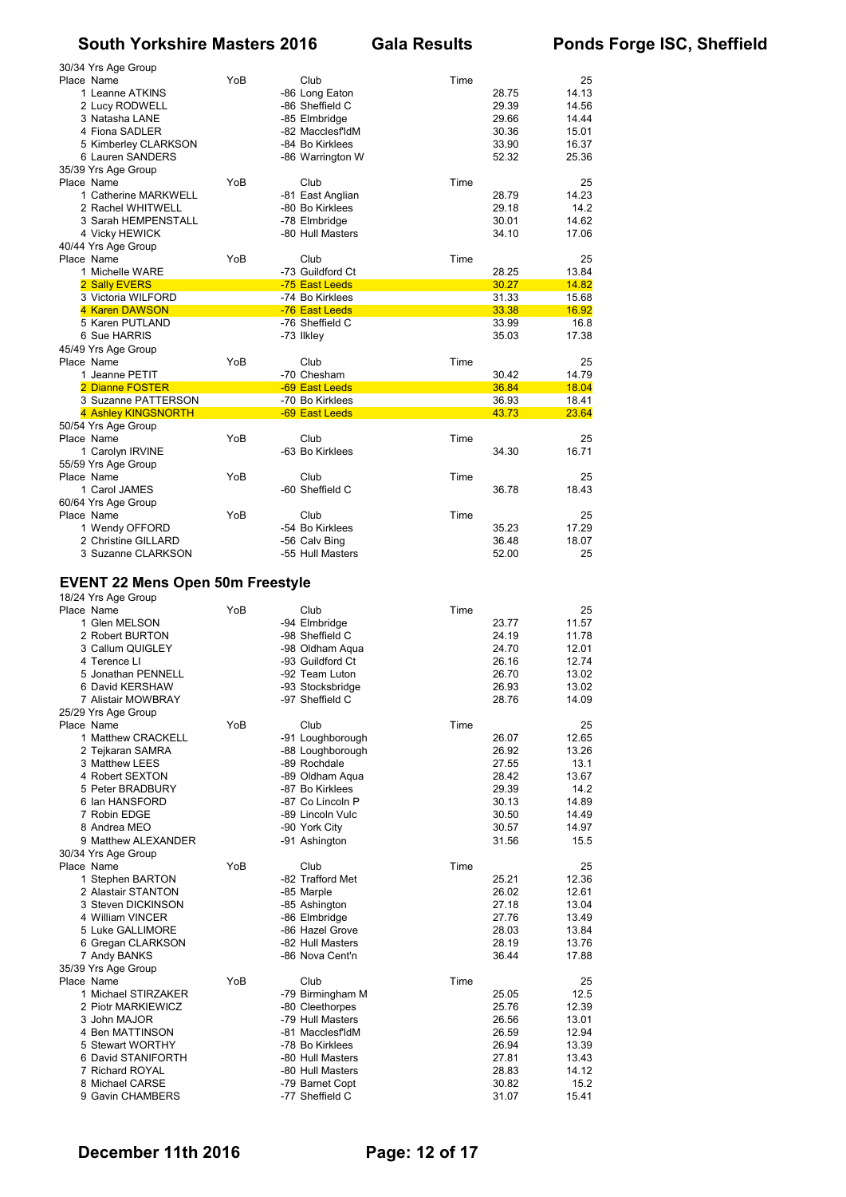30/34 Yrs Age Group

| Place | Name | YoB | Club | Time | 25 |
|---|---|---|---|---|---|
| 1 | Leanne ATKINS | | -86 Long Eaton | 28.75 | 14.13 |
| 2 | Lucy RODWELL | | -86 Sheffield C | 29.39 | 14.56 |
| 3 | Natasha LANE | | -85 Elmbridge | 29.66 | 14.44 |
| 4 | Fiona SADLER | | -82 Macclesf'ldM | 30.36 | 15.01 |
| 5 | Kimberley CLARKSON | | -84 Bo Kirklees | 33.90 | 16.37 |
| 6 | Lauren SANDERS | | -86 Warrington W | 52.32 | 25.36 |

35/39 Yrs Age Group

| Place | Name | YoB | Club | Time | 25 |
|---|---|---|---|---|---|
| 1 | Catherine MARKWELL | | -81 East Anglian | 28.79 | 14.23 |
| 2 | Rachel WHITWELL | | -80 Bo Kirklees | 29.18 | 14.2 |
| 3 | Sarah HEMPENSTALL | | -78 Elmbridge | 30.01 | 14.62 |
| 4 | Vicky HEWICK | | -80 Hull Masters | 34.10 | 17.06 |

40/44 Yrs Age Group

| Place | Name | YoB | Club | Time | 25 |
|---|---|---|---|---|---|
| 1 | Michelle WARE | | -73 Guildford Ct | 28.25 | 13.84 |
| 2 | Sally EVERS | | -75 East Leeds | 30.27 | 14.82 |
| 3 | Victoria WILFORD | | -74 Bo Kirklees | 31.33 | 15.68 |
| 4 | Karen DAWSON | | -76 East Leeds | 33.38 | 16.92 |
| 5 | Karen PUTLAND | | -76 Sheffield C | 33.99 | 16.8 |
| 6 | Sue HARRIS | | -73 Ilkley | 35.03 | 17.38 |

45/49 Yrs Age Group

| Place | Name | YoB | Club | Time | 25 |
|---|---|---|---|---|---|
| 1 | Jeanne PETIT | | -70 Chesham | 30.42 | 14.79 |
| 2 | Dianne FOSTER | | -69 East Leeds | 36.84 | 18.04 |
| 3 | Suzanne PATTERSON | | -70 Bo Kirklees | 36.93 | 18.41 |
| 4 | Ashley KINGSNORTH | | -69 East Leeds | 43.73 | 23.64 |

50/54 Yrs Age Group

| Place | Name | YoB | Club | Time | 25 |
|---|---|---|---|---|---|
| 1 | Carolyn IRVINE | | -63 Bo Kirklees | 34.30 | 16.71 |

55/59 Yrs Age Group

| Place | Name | YoB | Club | Time | 25 |
|---|---|---|---|---|---|
| 1 | Carol JAMES | | -60 Sheffield C | 36.78 | 18.43 |

60/64 Yrs Age Group

| Place | Name | YoB | Club | Time | 25 |
|---|---|---|---|---|---|
| 1 | Wendy OFFORD | | -54 Bo Kirklees | 35.23 | 17.29 |
| 2 | Christine GILLARD | | -56 Calv Bing | 36.48 | 18.07 |
| 3 | Suzanne CLARKSON | | -55 Hull Masters | 52.00 | 25 |

## EVENT 22 Mens Open 50m Freestyle

18/24 Yrs Age Group

| Place | Name | YoB | Club | Time | 25 |
|---|---|---|---|---|---|
| 1 | Glen MELSON | | -94 Elmbridge | 23.77 | 11.57 |
| 2 | Robert BURTON | | -98 Sheffield C | 24.19 | 11.78 |
| 3 | Callum QUIGLEY | | -98 Oldham Aqua | 24.70 | 12.01 |
| 4 | Terence LI | | -93 Guildford Ct | 26.16 | 12.74 |
| 5 | Jonathan PENNELL | | -92 Team Luton | 26.70 | 13.02 |
| 6 | David KERSHAW | | -93 Stocksbridge | 26.93 | 13.02 |
| 7 | Alistair MOWBRAY | | -97 Sheffield C | 28.76 | 14.09 |

25/29 Yrs Age Group

| Place | Name | YoB | Club | Time | 25 |
|---|---|---|---|---|---|
| 1 | Matthew CRACKELL | | -91 Loughborough | 26.07 | 12.65 |
| 2 | Tejkaran SAMRA | | -88 Loughborough | 26.92 | 13.26 |
| 3 | Matthew LEES | | -89 Rochdale | 27.55 | 13.1 |
| 4 | Robert SEXTON | | -89 Oldham Aqua | 28.42 | 13.67 |
| 5 | Peter BRADBURY | | -87 Bo Kirklees | 29.39 | 14.2 |
| 6 | Ian HANSFORD | | -87 Co Lincoln P | 30.13 | 14.89 |
| 7 | Robin EDGE | | -89 Lincoln Vulc | 30.50 | 14.49 |
| 8 | Andrea MEO | | -90 York City | 30.57 | 14.97 |
| 9 | Matthew ALEXANDER | | -91 Ashington | 31.56 | 15.5 |

30/34 Yrs Age Group

| Place | Name | YoB | Club | Time | 25 |
|---|---|---|---|---|---|
| 1 | Stephen BARTON | | -82 Trafford Met | 25.21 | 12.36 |
| 2 | Alastair STANTON | | -85 Marple | 26.02 | 12.61 |
| 3 | Steven DICKINSON | | -85 Ashington | 27.18 | 13.04 |
| 4 | William VINCER | | -86 Elmbridge | 27.76 | 13.49 |
| 5 | Luke GALLIMORE | | -86 Hazel Grove | 28.03 | 13.84 |
| 6 | Gregan CLARKSON | | -82 Hull Masters | 28.19 | 13.76 |
| 7 | Andy BANKS | | -86 Nova Cent'n | 36.44 | 17.88 |

35/39 Yrs Age Group

| Place | Name | YoB | Club | Time | 25 |
|---|---|---|---|---|---|
| 1 | Michael STIRZAKER | | -79 Birmingham M | 25.05 | 12.5 |
| 2 | Piotr MARKIEWICZ | | -80 Cleethorpes | 25.76 | 12.39 |
| 3 | John MAJOR | | -79 Hull Masters | 26.56 | 13.01 |
| 4 | Ben MATTINSON | | -81 Macclesf'ldM | 26.59 | 12.94 |
| 5 | Stewart WORTHY | | -78 Bo Kirklees | 26.94 | 13.39 |
| 6 | David STANIFORTH | | -80 Hull Masters | 27.81 | 13.43 |
| 7 | Richard ROYAL | | -80 Hull Masters | 28.83 | 14.12 |
| 8 | Michael CARSE | | -79 Barnet Copt | 30.82 | 15.2 |
| 9 | Gavin CHAMBERS | | -77 Sheffield C | 31.07 | 15.41 |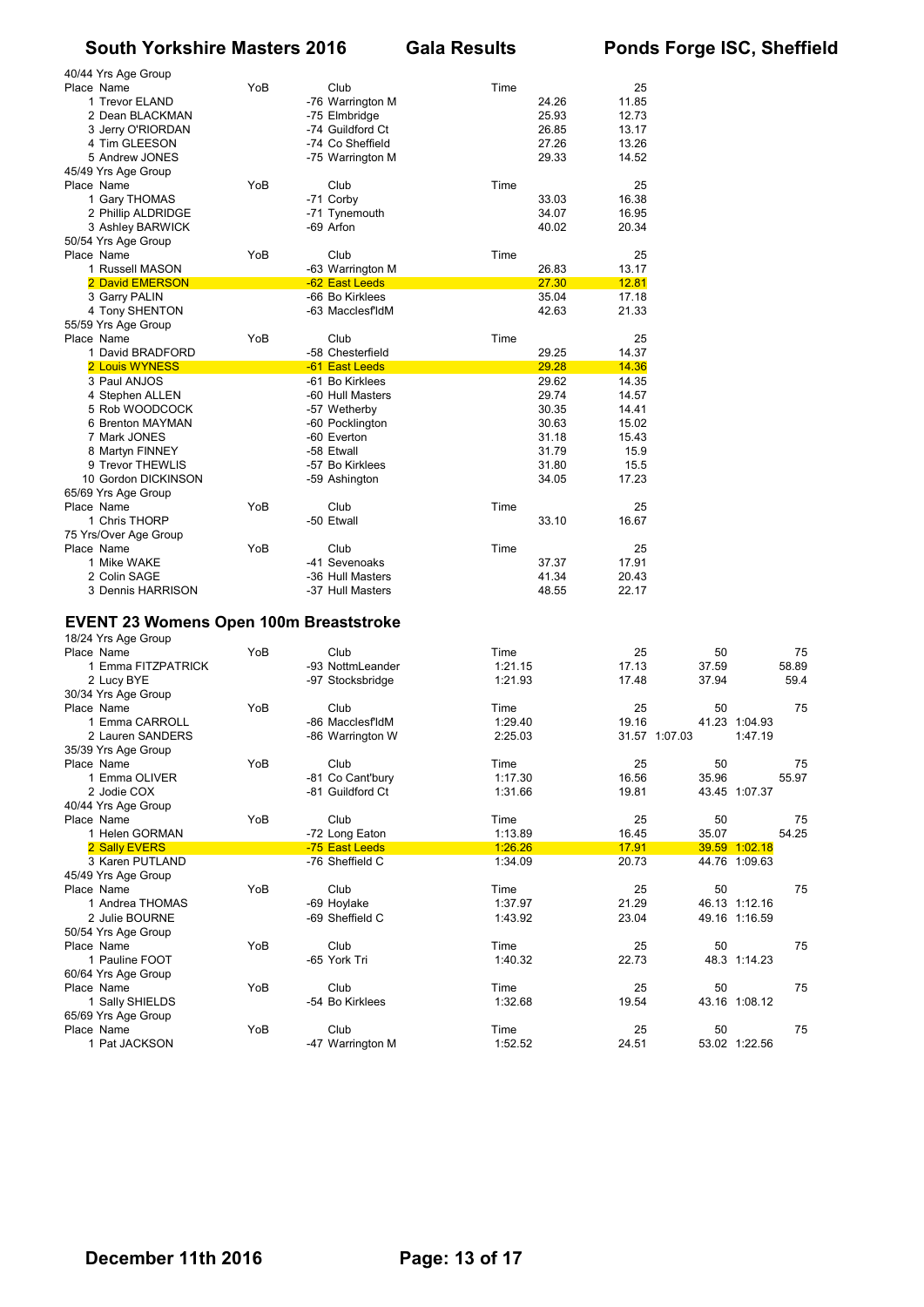40/44 Yrs Age Group

| Place | Name | YoB | Club | Time | 25 |
|---|---|---|---|---|---|
| 1 | Trevor ELAND | -76 | Warrington M | 24.26 | 11.85 |
| 2 | Dean BLACKMAN | -75 | Elmbridge | 25.93 | 12.73 |
| 3 | Jerry O'RIORDAN | -74 | Guildford Ct | 26.85 | 13.17 |
| 4 | Tim GLEESON | -74 | Co Sheffield | 27.26 | 13.26 |
| 5 | Andrew JONES | -75 | Warrington M | 29.33 | 14.52 |

45/49 Yrs Age Group

| Place | Name | YoB | Club | Time | 25 |
|---|---|---|---|---|---|
| 1 | Gary THOMAS | -71 | Corby | 33.03 | 16.38 |
| 2 | Phillip ALDRIDGE | -71 | Tynemouth | 34.07 | 16.95 |
| 3 | Ashley BARWICK | -69 | Arfon | 40.02 | 20.34 |

50/54 Yrs Age Group

| Place | Name | YoB | Club | Time | 25 |
|---|---|---|---|---|---|
| 1 | Russell MASON | -63 | Warrington M | 26.83 | 13.17 |
| 2 | David EMERSON | -62 | East Leeds | 27.30 | 12.81 |
| 3 | Garry PALIN | -66 | Bo Kirklees | 35.04 | 17.18 |
| 4 | Tony SHENTON | -63 | Macclesf'ldM | 42.63 | 21.33 |

55/59 Yrs Age Group

| Place | Name | YoB | Club | Time | 25 |
|---|---|---|---|---|---|
| 1 | David BRADFORD | -58 | Chesterfield | 29.25 | 14.37 |
| 2 | Louis WYNESS | -61 | East Leeds | 29.28 | 14.36 |
| 3 | Paul ANJOS | -61 | Bo Kirklees | 29.62 | 14.35 |
| 4 | Stephen ALLEN | -60 | Hull Masters | 29.74 | 14.57 |
| 5 | Rob WOODCOCK | -57 | Wetherby | 30.35 | 14.41 |
| 6 | Brenton MAYMAN | -60 | Pocklington | 30.63 | 15.02 |
| 7 | Mark JONES | -60 | Everton | 31.18 | 15.43 |
| 8 | Martyn FINNEY | -58 | Etwall | 31.79 | 15.9 |
| 9 | Trevor THEWLIS | -57 | Bo Kirklees | 31.80 | 15.5 |
| 10 | Gordon DICKINSON | -59 | Ashington | 34.05 | 17.23 |

65/69 Yrs Age Group

| Place | Name | YoB | Club | Time | 25 |
|---|---|---|---|---|---|
| 1 | Chris THORP | -50 | Etwall | 33.10 | 16.67 |

75 Yrs/Over Age Group

| Place | Name | YoB | Club | Time | 25 |
|---|---|---|---|---|---|
| 1 | Mike WAKE | -41 | Sevenoaks | 37.37 | 17.91 |
| 2 | Colin SAGE | -36 | Hull Masters | 41.34 | 20.43 |
| 3 | Dennis HARRISON | -37 | Hull Masters | 48.55 | 22.17 |

## EVENT 23 Womens Open 100m Breaststroke

18/24 Yrs Age Group

| Place | Name | YoB | Club | Time | 25 | 50 | 75 |
|---|---|---|---|---|---|---|---|
| 1 | Emma FITZPATRICK | -93 | NottmLeander | 1:21.15 | 17.13 | 37.59 | 58.89 |
| 2 | Lucy BYE | -97 | Stocksbridge | 1:21.93 | 17.48 | 37.94 | 59.4 |

30/34 Yrs Age Group

| Place | Name | YoB | Club | Time | 25 | 50 | 75 |
|---|---|---|---|---|---|---|---|
| 1 | Emma CARROLL | -86 | Macclesf'ldM | 1:29.40 | 19.16 | 41.23 | 1:04.93 |
| 2 | Lauren SANDERS | -86 | Warrington W | 2:25.03 | 31.57 | 1:07.03 | 1:47.19 |

35/39 Yrs Age Group

| Place | Name | YoB | Club | Time | 25 | 50 | 75 |
|---|---|---|---|---|---|---|---|
| 1 | Emma OLIVER | -81 | Co Cant'bury | 1:17.30 | 16.56 | 35.96 | 55.97 |
| 2 | Jodie COX | -81 | Guildford Ct | 1:31.66 | 19.81 | 43.45 | 1:07.37 |

40/44 Yrs Age Group

| Place | Name | YoB | Club | Time | 25 | 50 | 75 |
|---|---|---|---|---|---|---|---|
| 1 | Helen GORMAN | -72 | Long Eaton | 1:13.89 | 16.45 | 35.07 | 54.25 |
| 2 | Sally EVERS | -75 | East Leeds | 1:26.26 | 17.91 | 39.59 | 1:02.18 |
| 3 | Karen PUTLAND | -76 | Sheffield C | 1:34.09 | 20.73 | 44.76 | 1:09.63 |

45/49 Yrs Age Group

| Place | Name | YoB | Club | Time | 25 | 50 | 75 |
|---|---|---|---|---|---|---|---|
| 1 | Andrea THOMAS | -69 | Hoylake | 1:37.97 | 21.29 | 46.13 | 1:12.16 |
| 2 | Julie BOURNE | -69 | Sheffield C | 1:43.92 | 23.04 | 49.16 | 1:16.59 |

50/54 Yrs Age Group

| Place | Name | YoB | Club | Time | 25 | 50 | 75 |
|---|---|---|---|---|---|---|---|
| 1 | Pauline FOOT | -65 | York Tri | 1:40.32 | 22.73 | 48.3 | 1:14.23 |

60/64 Yrs Age Group

| Place | Name | YoB | Club | Time | 25 | 50 | 75 |
|---|---|---|---|---|---|---|---|
| 1 | Sally SHIELDS | -54 | Bo Kirklees | 1:32.68 | 19.54 | 43.16 | 1:08.12 |

65/69 Yrs Age Group

| Place | Name | YoB | Club | Time | 25 | 50 | 75 |
|---|---|---|---|---|---|---|---|
| 1 | Pat JACKSON | -47 | Warrington M | 1:52.52 | 24.51 | 53.02 | 1:22.56 |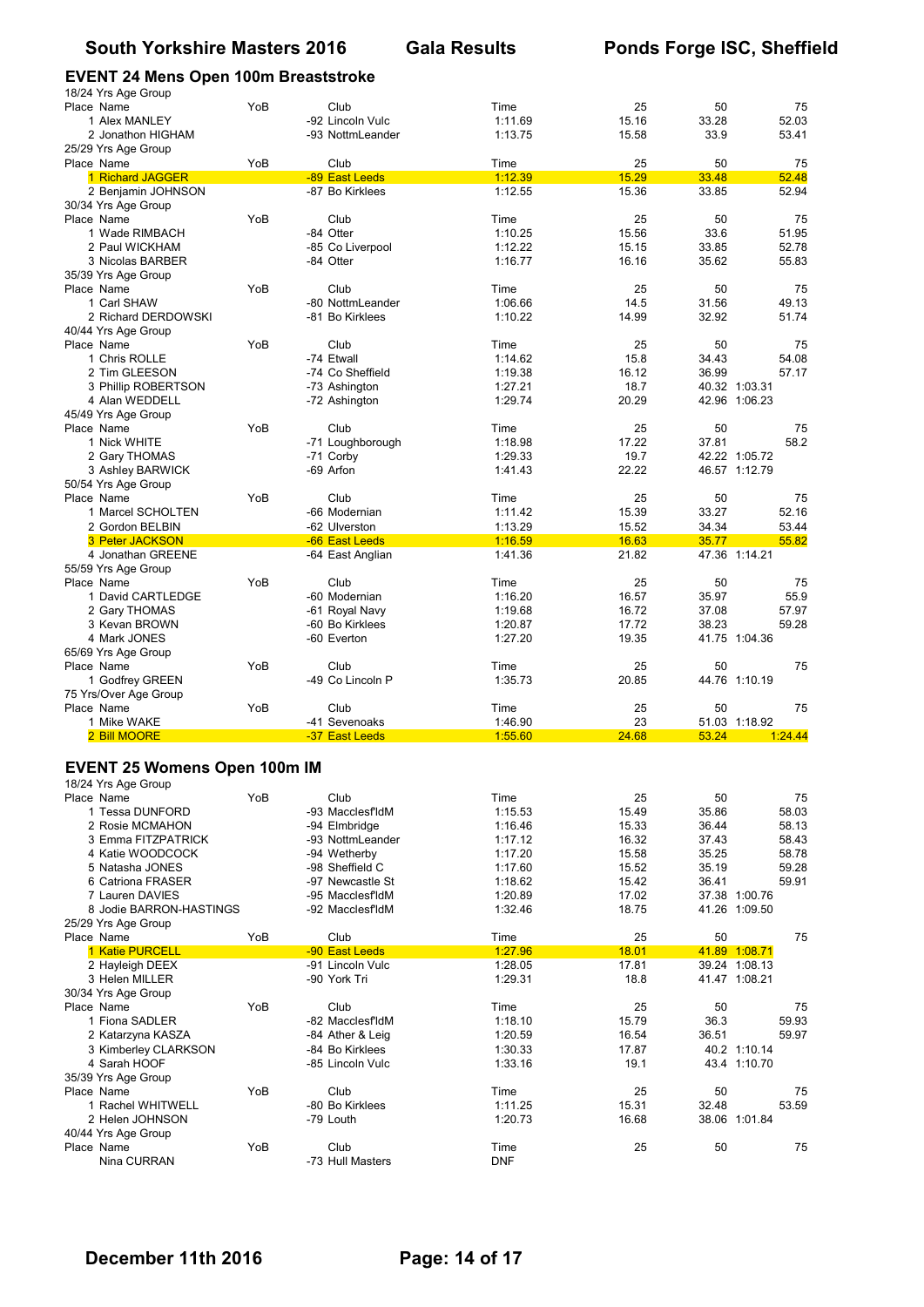## EVENT 24 Mens Open 100m Breaststroke

18/24 Yrs Age Group

| Place | Name | YoB | Club | Time | 25 | 50 | 75 |
|---|---|---|---|---|---|---|---|
| 1 | Alex MANLEY | | -92 Lincoln Vulc | 1:11.69 | 15.16 | 33.28 | 52.03 |
| 2 | Jonathon HIGHAM | | -93 NottmLeander | 1:13.75 | 15.58 | 33.9 | 53.41 |

25/29 Yrs Age Group

| Place | Name | YoB | Club | Time | 25 | 50 | 75 |
|---|---|---|---|---|---|---|---|
| 1 | Richard JAGGER | | -89 East Leeds | 1:12.39 | 15.29 | 33.48 | 52.48 |
| 2 | Benjamin JOHNSON | | -87 Bo Kirklees | 1:12.55 | 15.36 | 33.85 | 52.94 |

30/34 Yrs Age Group

| Place | Name | YoB | Club | Time | 25 | 50 | 75 |
|---|---|---|---|---|---|---|---|
| 1 | Wade RIMBACH | | -84 Otter | 1:10.25 | 15.56 | 33.6 | 51.95 |
| 2 | Paul WICKHAM | | -85 Co Liverpool | 1:12.22 | 15.15 | 33.85 | 52.78 |
| 3 | Nicolas BARBER | | -84 Otter | 1:16.77 | 16.16 | 35.62 | 55.83 |

35/39 Yrs Age Group

| Place | Name | YoB | Club | Time | 25 | 50 | 75 |
|---|---|---|---|---|---|---|---|
| 1 | Carl SHAW | | -80 NottmLeander | 1:06.66 | 14.5 | 31.56 | 49.13 |
| 2 | Richard DERDOWSKI | | -81 Bo Kirklees | 1:10.22 | 14.99 | 32.92 | 51.74 |

40/44 Yrs Age Group

| Place | Name | YoB | Club | Time | 25 | 50 | 75 |
|---|---|---|---|---|---|---|---|
| 1 | Chris ROLLE | | -74 Etwall | 1:14.62 | 15.8 | 34.43 | 54.08 |
| 2 | Tim GLEESON | | -74 Co Sheffield | 1:19.38 | 16.12 | 36.99 | 57.17 |
| 3 | Phillip ROBERTSON | | -73 Ashington | 1:27.21 | 18.7 | 40.32 | 1:03.31 |
| 4 | Alan WEDDELL | | -72 Ashington | 1:29.74 | 20.29 | 42.96 | 1:06.23 |

45/49 Yrs Age Group

| Place | Name | YoB | Club | Time | 25 | 50 | 75 |
|---|---|---|---|---|---|---|---|
| 1 | Nick WHITE | | -71 Loughborough | 1:18.98 | 17.22 | 37.81 | 58.2 |
| 2 | Gary THOMAS | | -71 Corby | 1:29.33 | 19.7 | 42.22 | 1:05.72 |
| 3 | Ashley BARWICK | | -69 Arfon | 1:41.43 | 22.22 | 46.57 | 1:12.79 |

50/54 Yrs Age Group

| Place | Name | YoB | Club | Time | 25 | 50 | 75 |
|---|---|---|---|---|---|---|---|
| 1 | Marcel SCHOLTEN | | -66 Modernian | 1:11.42 | 15.39 | 33.27 | 52.16 |
| 2 | Gordon BELBIN | | -62 Ulverston | 1:13.29 | 15.52 | 34.34 | 53.44 |
| 3 | Peter JACKSON | | -66 East Leeds | 1:16.59 | 16.63 | 35.77 | 55.82 |
| 4 | Jonathan GREENE | | -64 East Anglian | 1:41.36 | 21.82 | 47.36 | 1:14.21 |

55/59 Yrs Age Group

| Place | Name | YoB | Club | Time | 25 | 50 | 75 |
|---|---|---|---|---|---|---|---|
| 1 | David CARTLEDGE | | -60 Modernian | 1:16.20 | 16.57 | 35.97 | 55.9 |
| 2 | Gary THOMAS | | -61 Royal Navy | 1:19.68 | 16.72 | 37.08 | 57.97 |
| 3 | Kevan BROWN | | -60 Bo Kirklees | 1:20.87 | 17.72 | 38.23 | 59.28 |
| 4 | Mark JONES | | -60 Everton | 1:27.20 | 19.35 | 41.75 | 1:04.36 |

65/69 Yrs Age Group

| Place | Name | YoB | Club | Time | 25 | 50 | 75 |
|---|---|---|---|---|---|---|---|
| 1 | Godfrey GREEN | | -49 Co Lincoln P | 1:35.73 | 20.85 | 44.76 | 1:10.19 |

75 Yrs/Over Age Group

| Place | Name | YoB | Club | Time | 25 | 50 | 75 |
|---|---|---|---|---|---|---|---|
| 1 | Mike WAKE | | -41 Sevenoaks | 1:46.90 | 23 | 51.03 | 1:18.92 |
| 2 | Bill MOORE | | -37 East Leeds | 1:55.60 | 24.68 | 53.24 | 1:24.44 |

## EVENT 25 Womens Open 100m IM

18/24 Yrs Age Group

| Place | Name | YoB | Club | Time | 25 | 50 | 75 |
|---|---|---|---|---|---|---|---|
| 1 | Tessa DUNFORD | | -93 Macclesf'ldM | 1:15.53 | 15.49 | 35.86 | 58.03 |
| 2 | Rosie MCMAHON | | -94 Elmbridge | 1:16.46 | 15.33 | 36.44 | 58.13 |
| 3 | Emma FITZPATRICK | | -93 NottmLeander | 1:17.12 | 16.32 | 37.43 | 58.43 |
| 4 | Katie WOODCOCK | | -94 Wetherby | 1:17.20 | 15.58 | 35.25 | 58.78 |
| 5 | Natasha JONES | | -98 Sheffield C | 1:17.60 | 15.52 | 35.19 | 59.28 |
| 6 | Catriona FRASER | | -97 Newcastle St | 1:18.62 | 15.42 | 36.41 | 59.91 |
| 7 | Lauren DAVIES | | -95 Macclesf'ldM | 1:20.89 | 17.02 | 37.38 | 1:00.76 |
| 8 | Jodie BARRON-HASTINGS | | -92 Macclesf'ldM | 1:32.46 | 18.75 | 41.26 | 1:09.50 |

25/29 Yrs Age Group

| Place | Name | YoB | Club | Time | 25 | 50 | 75 |
|---|---|---|---|---|---|---|---|
| 1 | Katie PURCELL | | -90 East Leeds | 1:27.96 | 18.01 | 41.89 | 1:08.71 |
| 2 | Hayleigh DEEX | | -91 Lincoln Vulc | 1:28.05 | 17.81 | 39.24 | 1:08.13 |
| 3 | Helen MILLER | | -90 York Tri | 1:29.31 | 18.8 | 41.47 | 1:08.21 |

30/34 Yrs Age Group

| Place | Name | YoB | Club | Time | 25 | 50 | 75 |
|---|---|---|---|---|---|---|---|
| 1 | Fiona SADLER | | -82 Macclesf'ldM | 1:18.10 | 15.79 | 36.3 | 59.93 |
| 2 | Katarzyna KASZA | | -84 Ather & Leig | 1:20.59 | 16.54 | 36.51 | 59.97 |
| 3 | Kimberley CLARKSON | | -84 Bo Kirklees | 1:30.33 | 17.87 | 40.2 | 1:10.14 |
| 4 | Sarah HOOF | | -85 Lincoln Vulc | 1:33.16 | 19.1 | 43.4 | 1:10.70 |

35/39 Yrs Age Group

| Place | Name | YoB | Club | Time | 25 | 50 | 75 |
|---|---|---|---|---|---|---|---|
| 1 | Rachel WHITWELL | | -80 Bo Kirklees | 1:11.25 | 15.31 | 32.48 | 53.59 |
| 2 | Helen JOHNSON | | -79 Louth | 1:20.73 | 16.68 | 38.06 | 1:01.84 |

40/44 Yrs Age Group

| Place | Name | YoB | Club | Time | 25 | 50 | 75 |
|---|---|---|---|---|---|---|---|
| | Nina CURRAN | | -73 Hull Masters | DNF | | | |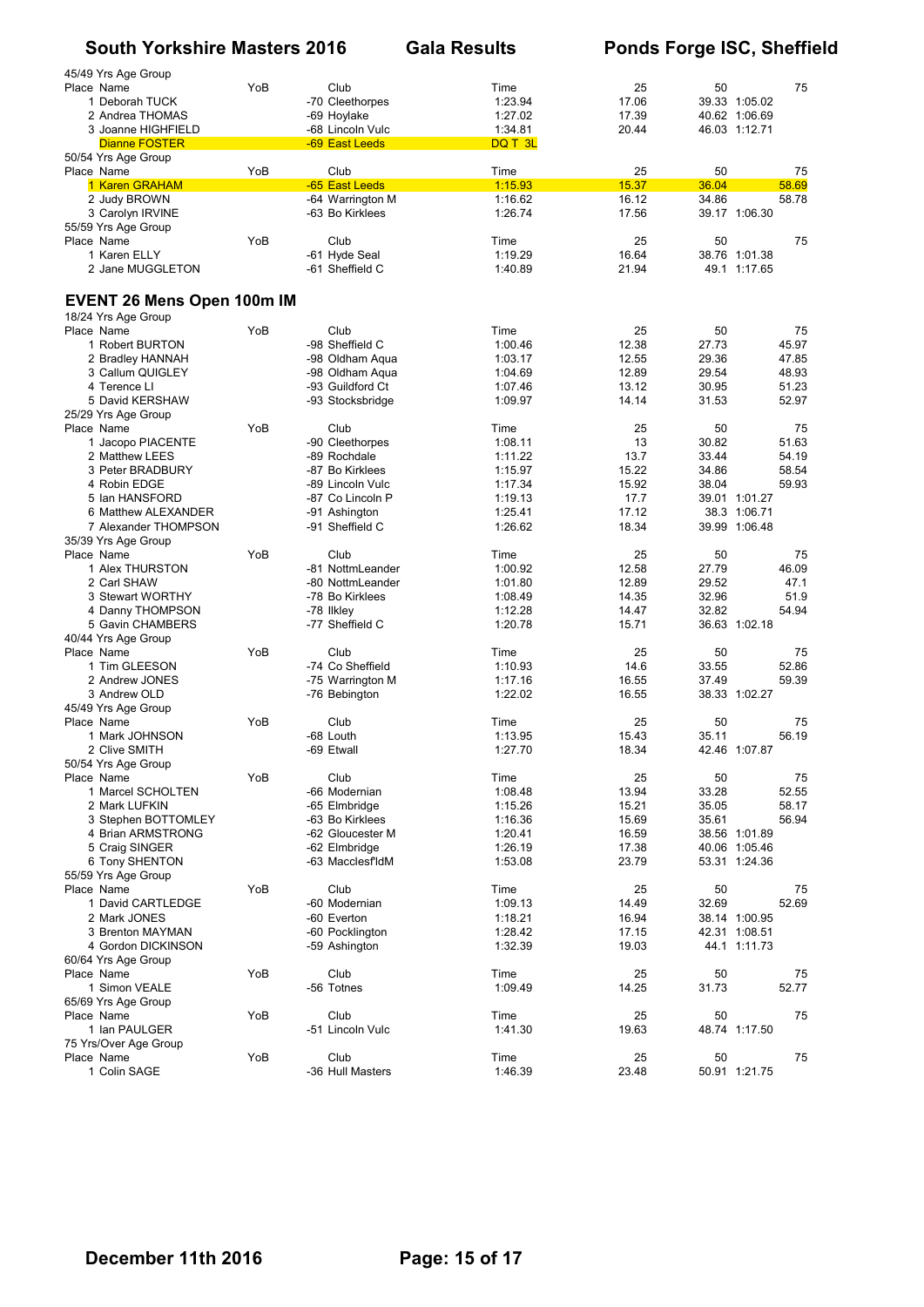45/49 Yrs Age Group

| Place | Name | YoB | Club | Time | 25 | 50 | 75 |
|---|---|---|---|---|---|---|---|
| 1 | Deborah TUCK | | -70 Cleethorpes | 1:23.94 | 17.06 | 39.33 | 1:05.02 |
| 2 | Andrea THOMAS | | -69 Hoylake | 1:27.02 | 17.39 | 40.62 | 1:06.69 |
| 3 | Joanne HIGHFIELD | | -68 Lincoln Vulc | 1:34.81 | 20.44 | 46.03 | 1:12.71 |
| | Dianne FOSTER | | -69 East Leeds | DQ T 3L | | | |

50/54 Yrs Age Group

| Place | Name | YoB | Club | Time | 25 | 50 | 75 |
|---|---|---|---|---|---|---|---|
| 1 | Karen GRAHAM | | -65 East Leeds | 1:15.93 | 15.37 | 36.04 | 58.69 |
| 2 | Judy BROWN | | -64 Warrington M | 1:16.62 | 16.12 | 34.86 | 58.78 |
| 3 | Carolyn IRVINE | | -63 Bo Kirklees | 1:26.74 | 17.56 | 39.17 | 1:06.30 |

55/59 Yrs Age Group

| Place | Name | YoB | Club | Time | 25 | 50 | 75 |
|---|---|---|---|---|---|---|---|
| 1 | Karen ELLY | | -61 Hyde Seal | 1:19.29 | 16.64 | 38.76 | 1:01.38 |
| 2 | Jane MUGGLETON | | -61 Sheffield C | 1:40.89 | 21.94 | 49.1 | 1:17.65 |

## EVENT 26 Mens Open 100m IM

18/24 Yrs Age Group

| Place | Name | YoB | Club | Time | 25 | 50 | 75 |
|---|---|---|---|---|---|---|---|
| 1 | Robert BURTON | | -98 Sheffield C | 1:00.46 | 12.38 | 27.73 | 45.97 |
| 2 | Bradley HANNAH | | -98 Oldham Aqua | 1:03.17 | 12.55 | 29.36 | 47.85 |
| 3 | Callum QUIGLEY | | -98 Oldham Aqua | 1:04.69 | 12.89 | 29.54 | 48.93 |
| 4 | Terence LI | | -93 Guildford Ct | 1:07.46 | 13.12 | 30.95 | 51.23 |
| 5 | David KERSHAW | | -93 Stocksbridge | 1:09.97 | 14.14 | 31.53 | 52.97 |

25/29 Yrs Age Group

| Place | Name | YoB | Club | Time | 25 | 50 | 75 |
|---|---|---|---|---|---|---|---|
| 1 | Jacopo PIACENTE | | -90 Cleethorpes | 1:08.11 | 13 | 30.82 | 51.63 |
| 2 | Matthew LEES | | -89 Rochdale | 1:11.22 | 13.7 | 33.44 | 54.19 |
| 3 | Peter BRADBURY | | -87 Bo Kirklees | 1:15.97 | 15.22 | 34.86 | 58.54 |
| 4 | Robin EDGE | | -89 Lincoln Vulc | 1:17.34 | 15.92 | 38.04 | 59.93 |
| 5 | Ian HANSFORD | | -87 Co Lincoln P | 1:19.13 | 17.7 | 39.01 | 1:01.27 |
| 6 | Matthew ALEXANDER | | -91 Ashington | 1:25.41 | 17.12 | 38.3 | 1:06.71 |
| 7 | Alexander THOMPSON | | -91 Sheffield C | 1:26.62 | 18.34 | 39.99 | 1:06.48 |

35/39 Yrs Age Group

| Place | Name | YoB | Club | Time | 25 | 50 | 75 |
|---|---|---|---|---|---|---|---|
| 1 | Alex THURSTON | | -81 NottmLeander | 1:00.92 | 12.58 | 27.79 | 46.09 |
| 2 | Carl SHAW | | -80 NottmLeander | 1:01.80 | 12.89 | 29.52 | 47.1 |
| 3 | Stewart WORTHY | | -78 Bo Kirklees | 1:08.49 | 14.35 | 32.96 | 51.9 |
| 4 | Danny THOMPSON | | -78 Ilkley | 1:12.28 | 14.47 | 32.82 | 54.94 |
| 5 | Gavin CHAMBERS | | -77 Sheffield C | 1:20.78 | 15.71 | 36.63 | 1:02.18 |

40/44 Yrs Age Group

| Place | Name | YoB | Club | Time | 25 | 50 | 75 |
|---|---|---|---|---|---|---|---|
| 1 | Tim GLEESON | | -74 Co Sheffield | 1:10.93 | 14.6 | 33.55 | 52.86 |
| 2 | Andrew JONES | | -75 Warrington M | 1:17.16 | 16.55 | 37.49 | 59.39 |
| 3 | Andrew OLD | | -76 Bebington | 1:22.02 | 16.55 | 38.33 | 1:02.27 |

45/49 Yrs Age Group

| Place | Name | YoB | Club | Time | 25 | 50 | 75 |
|---|---|---|---|---|---|---|---|
| 1 | Mark JOHNSON | | -68 Louth | 1:13.95 | 15.43 | 35.11 | 56.19 |
| 2 | Clive SMITH | | -69 Etwall | 1:27.70 | 18.34 | 42.46 | 1:07.87 |

50/54 Yrs Age Group

| Place | Name | YoB | Club | Time | 25 | 50 | 75 |
|---|---|---|---|---|---|---|---|
| 1 | Marcel SCHOLTEN | | -66 Modernian | 1:08.48 | 13.94 | 33.28 | 52.55 |
| 2 | Mark LUFKIN | | -65 Elmbridge | 1:15.26 | 15.21 | 35.05 | 58.17 |
| 3 | Stephen BOTTOMLEY | | -63 Bo Kirklees | 1:16.36 | 15.69 | 35.61 | 56.94 |
| 4 | Brian ARMSTRONG | | -62 Gloucester M | 1:20.41 | 16.59 | 38.56 | 1:01.89 |
| 5 | Craig SINGER | | -62 Elmbridge | 1:26.19 | 17.38 | 40.06 | 1:05.46 |
| 6 | Tony SHENTON | | -63 Macclesf'ldM | 1:53.08 | 23.79 | 53.31 | 1:24.36 |

55/59 Yrs Age Group

| Place | Name | YoB | Club | Time | 25 | 50 | 75 |
|---|---|---|---|---|---|---|---|
| 1 | David CARTLEDGE | | -60 Modernian | 1:09.13 | 14.49 | 32.69 | 52.69 |
| 2 | Mark JONES | | -60 Everton | 1:18.21 | 16.94 | 38.14 | 1:00.95 |
| 3 | Brenton MAYMAN | | -60 Pocklington | 1:28.42 | 17.15 | 42.31 | 1:08.51 |
| 4 | Gordon DICKINSON | | -59 Ashington | 1:32.39 | 19.03 | 44.1 | 1:11.73 |

60/64 Yrs Age Group

| Place | Name | YoB | Club | Time | 25 | 50 | 75 |
|---|---|---|---|---|---|---|---|
| 1 | Simon VEALE | | -56 Totnes | 1:09.49 | 14.25 | 31.73 | 52.77 |

65/69 Yrs Age Group

| Place | Name | YoB | Club | Time | 25 | 50 | 75 |
|---|---|---|---|---|---|---|---|
| 1 | Ian PAULGER | | -51 Lincoln Vulc | 1:41.30 | 19.63 | 48.74 | 1:17.50 |

75 Yrs/Over Age Group

| Place | Name | YoB | Club | Time | 25 | 50 | 75 |
|---|---|---|---|---|---|---|---|
| 1 | Colin SAGE | | -36 Hull Masters | 1:46.39 | 23.48 | 50.91 | 1:21.75 |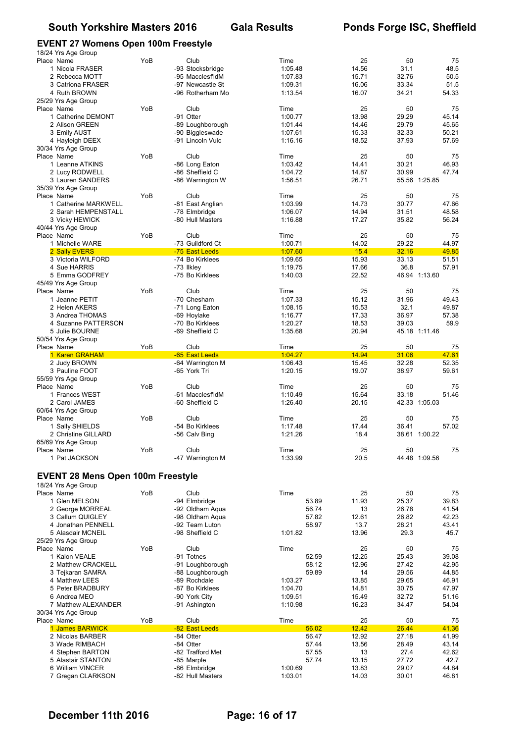## EVENT 27 Womens Open 100m Freestyle

18/24 Yrs Age Group

| Place | Name | YoB | Club | Time | 25 | 50 | 75 |
|---|---|---|---|---|---|---|---|
| 1 | Nicola FRASER | -93 | Stocksbridge | 1:05.48 | 14.56 | 31.1 | 48.5 |
| 2 | Rebecca MOTT | -95 | Macclesf'ldM | 1:07.83 | 15.71 | 32.76 | 50.5 |
| 3 | Catriona FRASER | -97 | Newcastle St | 1:09.31 | 16.06 | 33.34 | 51.5 |
| 4 | Ruth BROWN | -96 | Rotherham Mo | 1:13.54 | 16.07 | 34.21 | 54.33 |

25/29 Yrs Age Group

| Place | Name | YoB | Club | Time | 25 | 50 | 75 |
|---|---|---|---|---|---|---|---|
| 1 | Catherine DEMONT | -91 | Otter | 1:00.77 | 13.98 | 29.29 | 45.14 |
| 2 | Alison GREEN | -89 | Loughborough | 1:01.44 | 14.46 | 29.79 | 45.65 |
| 3 | Emily AUST | -90 | Biggleswade | 1:07.61 | 15.33 | 32.33 | 50.21 |
| 4 | Hayleigh DEEX | -91 | Lincoln Vulc | 1:16.16 | 18.52 | 37.93 | 57.69 |

30/34 Yrs Age Group

| Place | Name | YoB | Club | Time | 25 | 50 | 75 |
|---|---|---|---|---|---|---|---|
| 1 | Leanne ATKINS | -86 | Long Eaton | 1:03.42 | 14.41 | 30.21 | 46.93 |
| 2 | Lucy RODWELL | -86 | Sheffield C | 1:04.72 | 14.87 | 30.99 | 47.74 |
| 3 | Lauren SANDERS | -86 | Warrington W | 1:56.51 | 26.71 | 55.56 | 1:25.85 |

35/39 Yrs Age Group

| Place | Name | YoB | Club | Time | 25 | 50 | 75 |
|---|---|---|---|---|---|---|---|
| 1 | Catherine MARKWELL | -81 | East Anglian | 1:03.99 | 14.73 | 30.77 | 47.66 |
| 2 | Sarah HEMPENSTALL | -78 | Elmbridge | 1:06.07 | 14.94 | 31.51 | 48.58 |
| 3 | Vicky HEWICK | -80 | Hull Masters | 1:16.88 | 17.27 | 35.82 | 56.24 |

40/44 Yrs Age Group

| Place | Name | YoB | Club | Time | 25 | 50 | 75 |
|---|---|---|---|---|---|---|---|
| 1 | Michelle WARE | -73 | Guildford Ct | 1:00.71 | 14.02 | 29.22 | 44.97 |
| 2 | Sally EVERS | -75 | East Leeds | 1:07.60 | 15.4 | 32.16 | 49.85 |
| 3 | Victoria WILFORD | -74 | Bo Kirklees | 1:09.65 | 15.93 | 33.13 | 51.51 |
| 4 | Sue HARRIS | -73 | Ilkley | 1:19.75 | 17.66 | 36.8 | 57.91 |
| 5 | Emma GODFREY | -75 | Bo Kirklees | 1:40.03 | 22.52 | 46.94 | 1:13.60 |

45/49 Yrs Age Group

| Place | Name | YoB | Club | Time | 25 | 50 | 75 |
|---|---|---|---|---|---|---|---|
| 1 | Jeanne PETIT | -70 | Chesham | 1:07.33 | 15.12 | 31.96 | 49.43 |
| 2 | Helen AKERS | -71 | Long Eaton | 1:08.15 | 15.53 | 32.1 | 49.87 |
| 3 | Andrea THOMAS | -69 | Hoylake | 1:16.77 | 17.33 | 36.97 | 57.38 |
| 4 | Suzanne PATTERSON | -70 | Bo Kirklees | 1:20.27 | 18.53 | 39.03 | 59.9 |
| 5 | Julie BOURNE | -69 | Sheffield C | 1:35.68 | 20.94 | 45.18 | 1:11.46 |

50/54 Yrs Age Group

| Place | Name | YoB | Club | Time | 25 | 50 | 75 |
|---|---|---|---|---|---|---|---|
| 1 | Karen GRAHAM | -65 | East Leeds | 1:04.27 | 14.94 | 31.06 | 47.61 |
| 2 | Judy BROWN | -64 | Warrington M | 1:06.43 | 15.45 | 32.28 | 52.35 |
| 3 | Pauline FOOT | -65 | York Tri | 1:20.15 | 19.07 | 38.97 | 59.61 |

55/59 Yrs Age Group

| Place | Name | YoB | Club | Time | 25 | 50 | 75 |
|---|---|---|---|---|---|---|---|
| 1 | Frances WEST | -61 | Macclesf'ldM | 1:10.49 | 15.64 | 33.18 | 51.46 |
| 2 | Carol JAMES | -60 | Sheffield C | 1:26.40 | 20.15 | 42.33 | 1:05.03 |

60/64 Yrs Age Group

| Place | Name | YoB | Club | Time | 25 | 50 | 75 |
|---|---|---|---|---|---|---|---|
| 1 | Sally SHIELDS | -54 | Bo Kirklees | 1:17.48 | 17.44 | 36.41 | 57.02 |
| 2 | Christine GILLARD | -56 | Calv Bing | 1:21.26 | 18.4 | 38.61 | 1:00.22 |

65/69 Yrs Age Group

| Place | Name | YoB | Club | Time | 25 | 50 | 75 |
|---|---|---|---|---|---|---|---|
| 1 | Pat JACKSON | -47 | Warrington M | 1:33.99 | 20.5 | 44.48 | 1:09.56 |

## EVENT 28 Mens Open 100m Freestyle

18/24 Yrs Age Group

| Place | Name | YoB | Club | Time | 25 | 50 | 75 |
|---|---|---|---|---|---|---|---|
| 1 | Glen MELSON | -94 | Elmbridge | 53.89 | 11.93 | 25.37 | 39.83 |
| 2 | George MORREAL | -92 | Oldham Aqua | 56.74 | 13 | 26.78 | 41.54 |
| 3 | Callum QUIGLEY | -98 | Oldham Aqua | 57.82 | 12.61 | 26.82 | 42.23 |
| 4 | Jonathan PENNELL | -92 | Team Luton | 58.97 | 13.7 | 28.21 | 43.41 |
| 5 | Alasdair MCNEIL | -98 | Sheffield C | 1:01.82 | 13.96 | 29.3 | 45.7 |

25/29 Yrs Age Group

| Place | Name | YoB | Club | Time | 25 | 50 | 75 |
|---|---|---|---|---|---|---|---|
| 1 | Kalon VEALE | -91 | Totnes | 52.59 | 12.25 | 25.43 | 39.08 |
| 2 | Matthew CRACKELL | -91 | Loughborough | 58.12 | 12.96 | 27.42 | 42.95 |
| 3 | Tejkaran SAMRA | -88 | Loughborough | 59.89 | 14 | 29.56 | 44.85 |
| 4 | Matthew LEES | -89 | Rochdale | 1:03.27 | 13.85 | 29.65 | 46.91 |
| 5 | Peter BRADBURY | -87 | Bo Kirklees | 1:04.70 | 14.81 | 30.75 | 47.97 |
| 6 | Andrea MEO | -90 | York City | 1:09.51 | 15.49 | 32.72 | 51.16 |
| 7 | Matthew ALEXANDER | -91 | Ashington | 1:10.98 | 16.23 | 34.47 | 54.04 |

30/34 Yrs Age Group

| Place | Name | YoB | Club | Time | 25 | 50 | 75 |
|---|---|---|---|---|---|---|---|
| 1 | James BARWICK | -82 | East Leeds | 56.02 | 12.42 | 26.44 | 41.36 |
| 2 | Nicolas BARBER | -84 | Otter | 56.47 | 12.92 | 27.18 | 41.99 |
| 3 | Wade RIMBACH | -84 | Otter | 57.44 | 13.56 | 28.49 | 43.14 |
| 4 | Stephen BARTON | -82 | Trafford Met | 57.55 | 13 | 27.4 | 42.62 |
| 5 | Alastair STANTON | -85 | Marple | 57.74 | 13.15 | 27.72 | 42.7 |
| 6 | William VINCER | -86 | Elmbridge | 1:00.69 | 13.83 | 29.07 | 44.84 |
| 7 | Gregan CLARKSON | -82 | Hull Masters | 1:03.01 | 14.03 | 30.01 | 46.81 |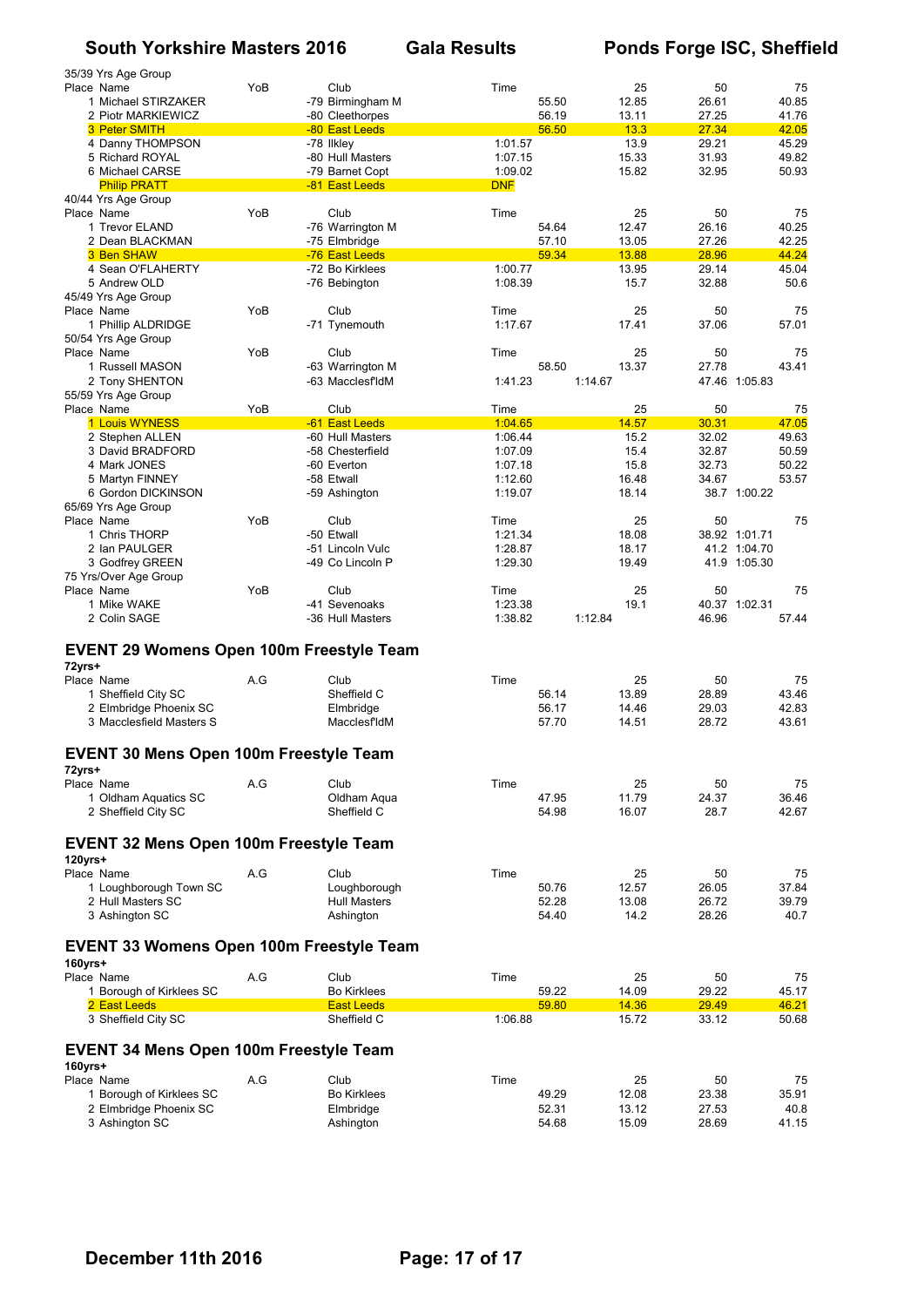35/39 Yrs Age Group

| Place | Name | YoB | Club | Time | 25 | 50 | 75 |
|---|---|---|---|---|---|---|---|
| 1 | Michael STIRZAKER | | -79 Birmingham M | 55.50 | 12.85 | 26.61 | 40.85 |
| 2 | Piotr MARKIEWICZ | | -80 Cleethorpes | 56.19 | 13.11 | 27.25 | 41.76 |
| 3 | Peter SMITH | | -80 East Leeds | 56.50 | 13.3 | 27.34 | 42.05 |
| 4 | Danny THOMPSON | | -78 Ilkley | 1:01.57 | 13.9 | 29.21 | 45.29 |
| 5 | Richard ROYAL | | -80 Hull Masters | 1:07.15 | 15.33 | 31.93 | 49.82 |
| 6 | Michael CARSE | | -79 Barnet Copt | 1:09.02 | 15.82 | 32.95 | 50.93 |
| | Philip PRATT | | -81 East Leeds | DNF | | | |

40/44 Yrs Age Group

| Place | Name | YoB | Club | Time | 25 | 50 | 75 |
|---|---|---|---|---|---|---|---|
| 1 | Trevor ELAND | | -76 Warrington M | 54.64 | 12.47 | 26.16 | 40.25 |
| 2 | Dean BLACKMAN | | -75 Elmbridge | 57.10 | 13.05 | 27.26 | 42.25 |
| 3 | Ben SHAW | | -76 East Leeds | 59.34 | 13.88 | 28.96 | 44.24 |
| 4 | Sean O'FLAHERTY | | -72 Bo Kirklees | 1:00.77 | 13.95 | 29.14 | 45.04 |
| 5 | Andrew OLD | | -76 Bebington | 1:08.39 | 15.7 | 32.88 | 50.6 |

45/49 Yrs Age Group

| Place | Name | YoB | Club | Time | 25 | 50 | 75 |
|---|---|---|---|---|---|---|---|
| 1 | Phillip ALDRIDGE | | -71 Tynemouth | 1:17.67 | 17.41 | 37.06 | 57.01 |

50/54 Yrs Age Group

| Place | Name | YoB | Club | Time | 25 | 50 | 75 |
|---|---|---|---|---|---|---|---|
| 1 | Russell MASON | | -63 Warrington M | 58.50 | 13.37 | 27.78 | 43.41 |
| 2 | Tony SHENTON | | -63 Macclesf'ldM | 1:41.23 | 1:14.67 | 47.46 | 1:05.83 |

55/59 Yrs Age Group

| Place | Name | YoB | Club | Time | 25 | 50 | 75 |
|---|---|---|---|---|---|---|---|
| 1 | Louis WYNESS | | -61 East Leeds | 1:04.65 | 14.57 | 30.31 | 47.05 |
| 2 | Stephen ALLEN | | -60 Hull Masters | 1:06.44 | 15.2 | 32.02 | 49.63 |
| 3 | David BRADFORD | | -58 Chesterfield | 1:07.09 | 15.4 | 32.87 | 50.59 |
| 4 | Mark JONES | | -60 Everton | 1:07.18 | 15.8 | 32.73 | 50.22 |
| 5 | Martyn FINNEY | | -58 Etwall | 1:12.60 | 16.48 | 34.67 | 53.57 |
| 6 | Gordon DICKINSON | | -59 Ashington | 1:19.07 | 18.14 | 38.7 | 1:00.22 |

65/69 Yrs Age Group

| Place | Name | YoB | Club | Time | 25 | 50 | 75 |
|---|---|---|---|---|---|---|---|
| 1 | Chris THORP | | -50 Etwall | 1:21.34 | 18.08 | 38.92 | 1:01.71 |
| 2 | Ian PAULGER | | -51 Lincoln Vulc | 1:28.87 | 18.17 | 41.2 | 1:04.70 |
| 3 | Godfrey GREEN | | -49 Co Lincoln P | 1:29.30 | 19.49 | 41.9 | 1:05.30 |

75 Yrs/Over Age Group

| Place | Name | YoB | Club | Time | 25 | 50 | 75 |
|---|---|---|---|---|---|---|---|
| 1 | Mike WAKE | | -41 Sevenoaks | 1:23.38 | 19.1 | 40.37 | 1:02.31 |
| 2 | Colin SAGE | | -36 Hull Masters | 1:38.82 | 1:12.84 | 46.96 | 57.44 |

## EVENT 29 Womens Open 100m Freestyle Team

**72yrs+**

| Place | Name | A.G | Club | Time | 25 | 50 | 75 |
|---|---|---|---|---|---|---|---|
| 1 | Sheffield City SC | | Sheffield C | 56.14 | 13.89 | 28.89 | 43.46 |
| 2 | Elmbridge Phoenix SC | | Elmbridge | 56.17 | 14.46 | 29.03 | 42.83 |
| 3 | Macclesfield Masters S | | Macclesf'ldM | 57.70 | 14.51 | 28.72 | 43.61 |

## EVENT 30 Mens Open 100m Freestyle Team

**72yrs+**

| Place | Name | A.G | Club | Time | 25 | 50 | 75 |
|---|---|---|---|---|---|---|---|
| 1 | Oldham Aquatics SC | | Oldham Aqua | 47.95 | 11.79 | 24.37 | 36.46 |
| 2 | Sheffield City SC | | Sheffield C | 54.98 | 16.07 | 28.7 | 42.67 |

## EVENT 32 Mens Open 100m Freestyle Team

**120yrs+**

| Place | Name | A.G | Club | Time | 25 | 50 | 75 |
|---|---|---|---|---|---|---|---|
| 1 | Loughborough Town SC | | Loughborough | 50.76 | 12.57 | 26.05 | 37.84 |
| 2 | Hull Masters SC | | Hull Masters | 52.28 | 13.08 | 26.72 | 39.79 |
| 3 | Ashington SC | | Ashington | 54.40 | 14.2 | 28.26 | 40.7 |

## EVENT 33 Womens Open 100m Freestyle Team

**160yrs+**

| Place | Name | A.G | Club | Time | 25 | 50 | 75 |
|---|---|---|---|---|---|---|---|
| 1 | Borough of Kirklees SC | | Bo Kirklees | 59.22 | 14.09 | 29.22 | 45.17 |
| 2 | East Leeds | | East Leeds | 59.80 | 14.36 | 29.49 | 46.21 |
| 3 | Sheffield City SC | | Sheffield C | 1:06.88 | 15.72 | 33.12 | 50.68 |

## EVENT 34 Mens Open 100m Freestyle Team

**160yrs+**

| Place | Name | A.G | Club | Time | 25 | 50 | 75 |
|---|---|---|---|---|---|---|---|
| 1 | Borough of Kirklees SC | | Bo Kirklees | 49.29 | 12.08 | 23.38 | 35.91 |
| 2 | Elmbridge Phoenix SC | | Elmbridge | 52.31 | 13.12 | 27.53 | 40.8 |
| 3 | Ashington SC | | Ashington | 54.68 | 15.09 | 28.69 | 41.15 |